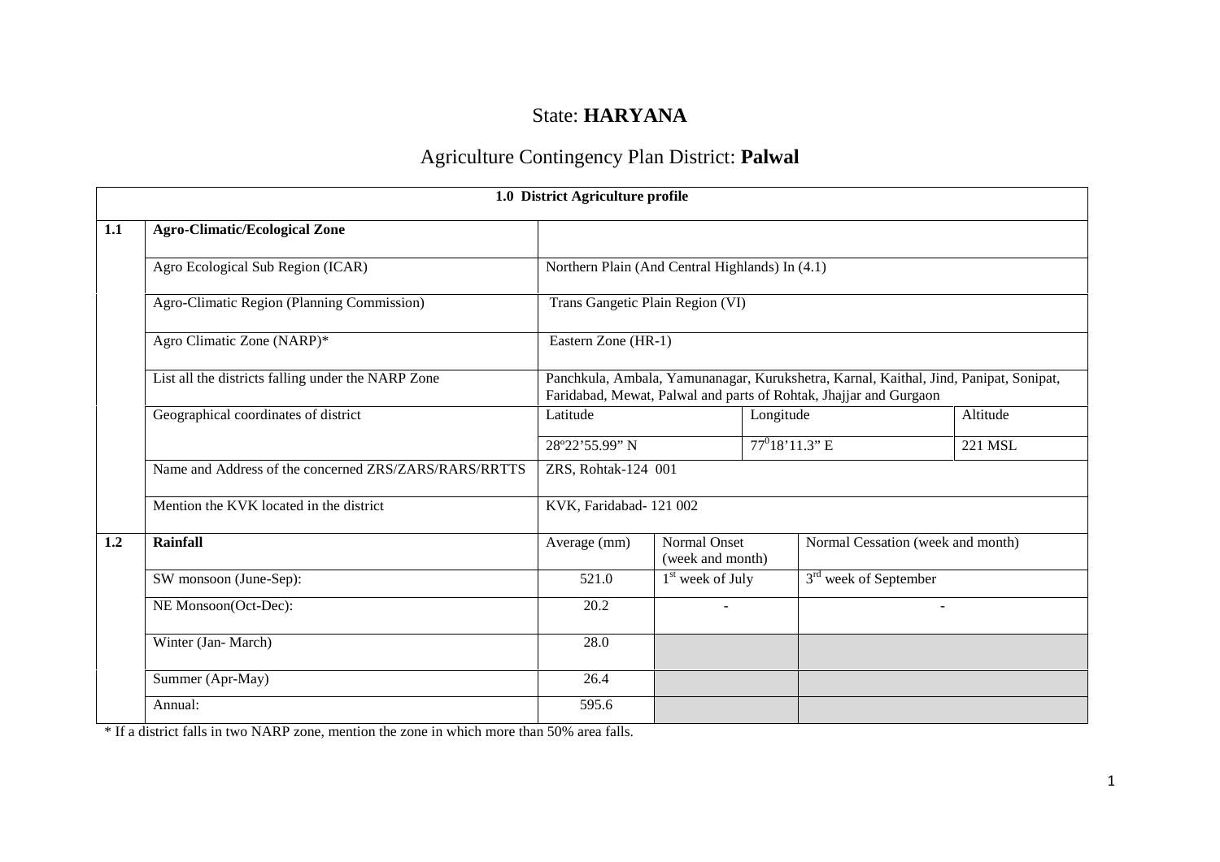# State: **HARYANA**

## Agriculture Contingency Plan District: **Palwal**

| **1.0 District Agriculture profile** | | | | | | |
|---|---|---|---|---|---|---|
| **1.1** | **Agro-Climatic/Ecological Zone** | | | | | |
| | Agro Ecological Sub Region (ICAR) | Northern Plain (And Central Highlands) In (4.1) | | | | |
| | Agro-Climatic Region (Planning Commission) | Trans Gangetic Plain Region (VI) | | | | |
| | Agro Climatic Zone (NARP)* | Eastern Zone (HR-1) | | | | |
| | List all the districts falling under the NARP Zone | Panchkula, Ambala, Yamunanagar, Kurukshetra, Karnal, Kaithal, Jind, Panipat, Sonipat, Faridabad, Mewat, Palwal and parts of Rohtak, Jhajjar and Gurgaon | | | | |
| | Geographical coordinates of district | Latitude | | Longitude | | Altitude |
| | | 28º22'55.99" N | | $77^0$18'11.3" E | | 221 MSL |
| | Name and Address of the concerned ZRS/ZARS/RARS/RRTTS | ZRS, Rohtak-124 001 | | | | |
| | Mention the KVK located in the district | KVK, Faridabad- 121 002 | | | | |
| **1.2** | **Rainfall** | Average (mm) | Normal Onset (week and month) | | Normal Cessation (week and month) | |
| | SW monsoon (June-Sep): | 521.0 | 1st week of July | | 3rd week of September | |
| | NE Monsoon(Oct-Dec): | 20.2 | - | | - | |
| | Winter (Jan- March) | 28.0 | | | | |
| | Summer (Apr-May) | 26.4 | | | | |
| | Annual: | 595.6 | | | | |

\* If a district falls in two NARP zone, mention the zone in which more than 50% area falls.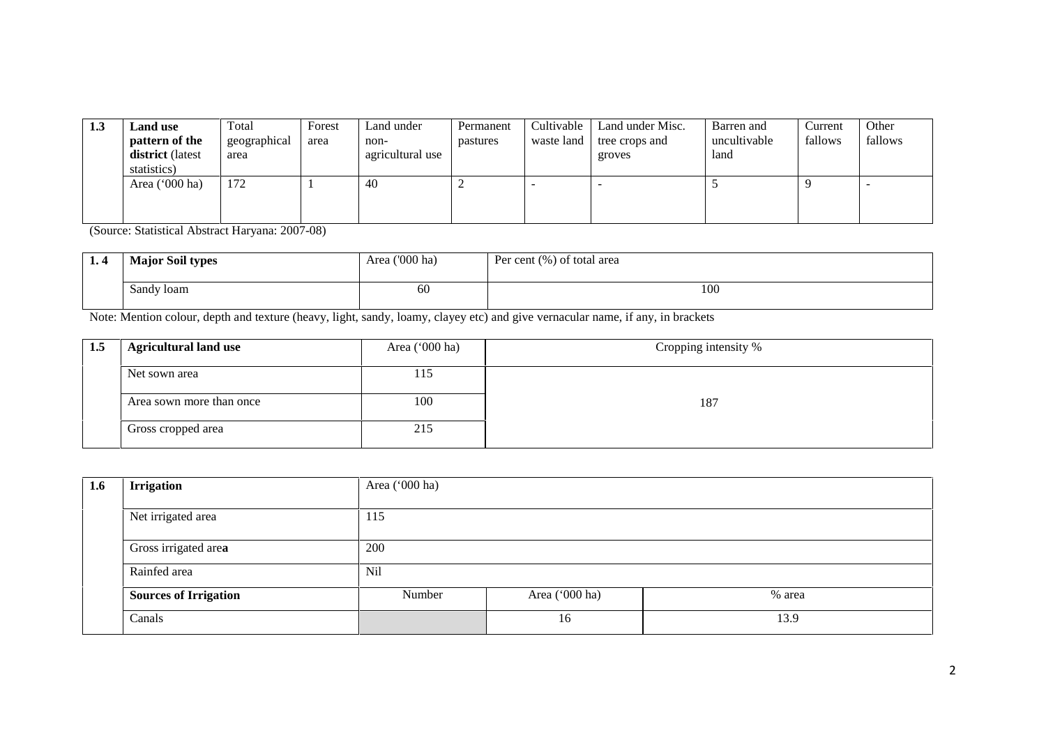| 1.3 | **Land use pattern of the district** (latest statistics) | Total geographical area | Forest area | Land under non-agricultural use | Permanent pastures | Cultivable waste land | Land under Misc. tree crops and groves | Barren and uncultivable land | Current fallows | Other fallows |
|---|---|---|---|---|---|---|---|---|---|---|
| | Area ('000 ha) | 172 | 1 | 40 | 2 | - | - | 5 | 9 | - |

(Source: Statistical Abstract Haryana: 2007-08)

| 1. 4 | **Major Soil types** | Area ('000 ha) | Per cent (%) of total area |
|---|---|---|---|
| | Sandy loam | 60 | 100 |

Note: Mention colour, depth and texture (heavy, light, sandy, loamy, clayey etc) and give vernacular name, if any, in brackets

| 1.5 | **Agricultural land use** | Area ('000 ha) | Cropping intensity % |
|---|---|---|---|
| | Net sown area | 115 | 187 |
| | Area sown more than once | 100 | |
| | Gross cropped area | 215 | |

| 1.6 | **Irrigation** | Area ('000 ha) | | |
|---|---|---|---|---|
| | Net irrigated area | 115 | | |
| | Gross irrigated area | 200 | | |
| | Rainfed area | Nil | | |
| | **Sources of Irrigation** | Number | Area ('000 ha) | % area |
| | Canals | | 16 | 13.9 |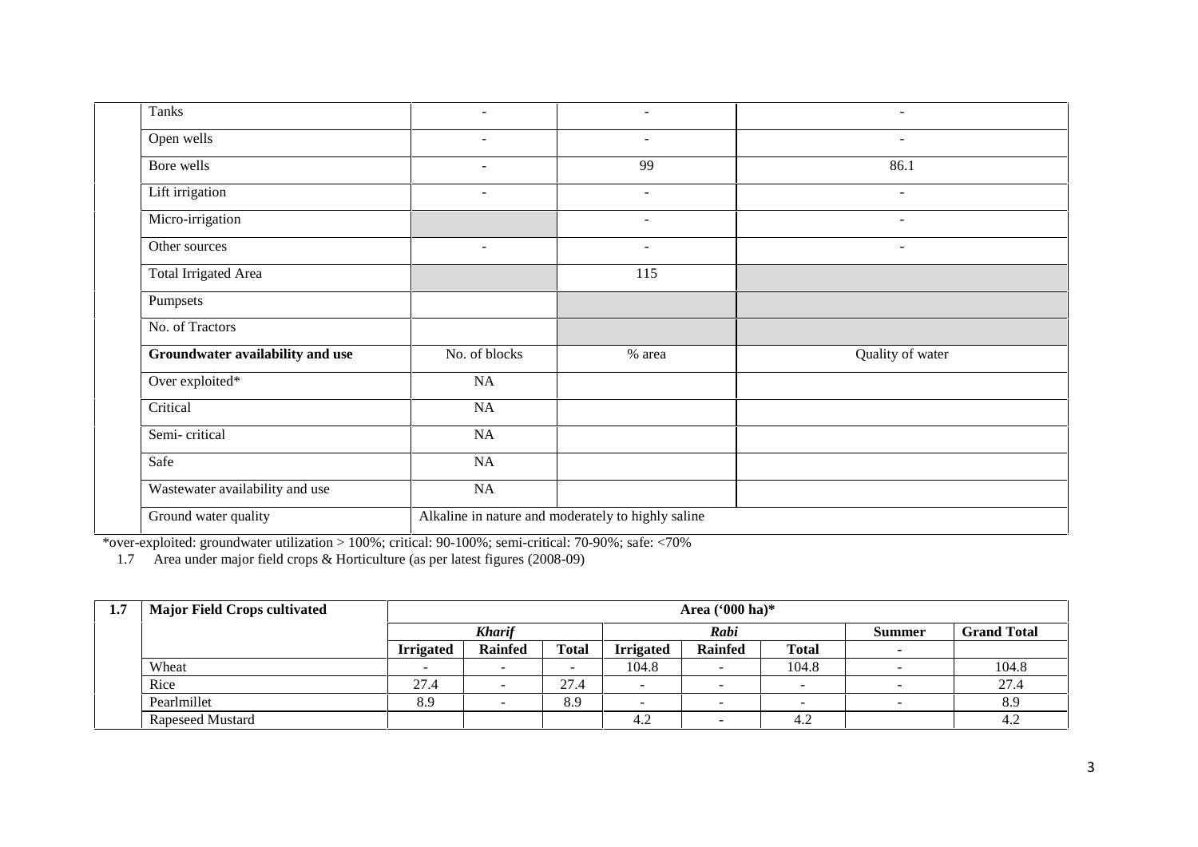| | | | |
|---|---|---|---|
| Tanks | - | - | - |
| Open wells | - | - | - |
| Bore wells | - | 99 | 86.1 |
| Lift irrigation | - | - | - |
| Micro-irrigation | | - | - |
| Other sources | - | - | - |
| Total Irrigated Area | | 115 | |
| Pumpsets | | | |
| No. of Tractors | | | |
| **Groundwater availability and use** | No. of blocks | % area | Quality of water |
| Over exploited* | NA | | |
| Critical | NA | | |
| Semi- critical | NA | | |
| Safe | NA | | |
| Wastewater availability and use | NA | | |
| Ground water quality | Alkaline in nature and moderately to highly saline | | |

*over-exploited: groundwater utilization > 100%; critical: 90-100%; semi-critical: 70-90%; safe: <70%

1.7 Area under major field crops & Horticulture (as per latest figures (2008-09)

| 1.7 | Major Field Crops cultivated | Area ('000 ha)* | | | | | | | |
|---|---|---|---|---|---|---|---|---|---|
| | | *Kharif* | | | *Rabi* | | | Summer | Grand Total |
| | | Irrigated | Rainfed | Total | Irrigated | Rainfed | Total | - | |
| | Wheat | - | - | - | 104.8 | - | 104.8 | - | 104.8 |
| | Rice | 27.4 | - | 27.4 | - | - | - | - | 27.4 |
| | Pearlmillet | 8.9 | - | 8.9 | - | - | - | - | 8.9 |
| | Rapeseed Mustard | | | | 4.2 | - | 4.2 | | 4.2 |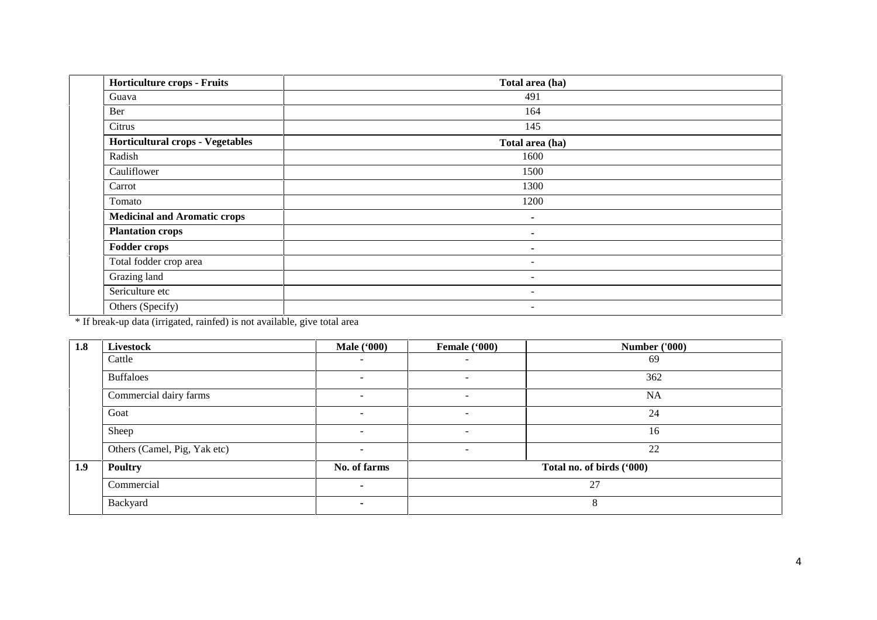| | Horticulture crops - Fruits | Total area (ha) |
|---|---|---|
| | Guava | 491 |
| | Ber | 164 |
| | Citrus | 145 |
| | **Horticultural crops - Vegetables** | **Total area (ha)** |
| | Radish | 1600 |
| | Cauliflower | 1500 |
| | Carrot | 1300 |
| | Tomato | 1200 |
| | **Medicinal and Aromatic crops** | - |
| | **Plantation crops** | - |
| | **Fodder crops** | - |
| | Total fodder crop area | - |
| | Grazing land | - |
| | Sericulture etc | - |
| | Others (Specify) | - |

* If break-up data (irrigated, rainfed) is not available, give total area

| 1.8 | Livestock | Male ('000) | Female ('000) | Number ('000) |
|---|---|---|---|---|
| | Cattle | - | - | 69 |
| | Buffaloes | - | - | 362 |
| | Commercial dairy farms | - | - | NA |
| | Goat | - | - | 24 |
| | Sheep | - | - | 16 |
| | Others (Camel, Pig, Yak etc) | - | - | 22 |
| **1.9** | **Poultry** | **No. of farms** | **Total no. of birds ('000)** | |
| | Commercial | - | 27 | |
| | Backyard | - | 8 | |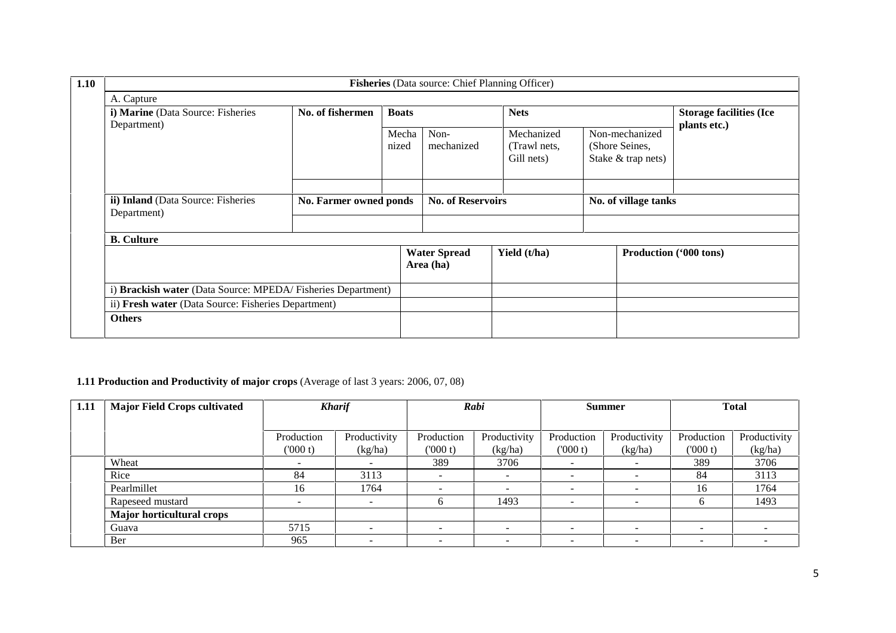| 1.10 | **Fisheries** (Data source: Chief Planning Officer) | | | | | | |
|---|---|---|---|---|---|---|---|
| | A. Capture | | | | | | |
| | **i) Marine** (Data Source: Fisheries Department) | **No. of fishermen** | **Boats** | | **Nets** | | **Storage facilities (Ice plants etc.)** |
| | | | Mechanized | Non-mechanized | Mechanized (Trawl nets, Gill nets) | Non-mechanized (Shore Seines, Stake & trap nets) | |
| | | | | | | | |
| | **ii) Inland** (Data Source: Fisheries Department) | **No. Farmer owned ponds** | | **No. of Reservoirs** | | **No. of village tanks** | |
| | | | | | | | |
| | **B. Culture** | | | | | | |
| | | | **Water Spread Area (ha)** | | **Yield (t/ha)** | **Production ('000 tons)** | |
| | i) **Brackish water** (Data Source: MPEDA/ Fisheries Department) | | | | | | |
| | ii) **Fresh water** (Data Source: Fisheries Department) | | | | | | |
| | **Others** | | | | | | |

**1.11 Production and Productivity of major crops** (Average of last 3 years: 2006, 07, 08)

| 1.11 | Major Field Crops cultivated | *Kharif* | | *Rabi* | | Summer | | Total | |
|---|---|---|---|---|---|---|---|---|---|
| | | Production ('000 t) | Productivity (kg/ha) | Production ('000 t) | Productivity (kg/ha) | Production ('000 t) | Productivity (kg/ha) | Production ('000 t) | Productivity (kg/ha) |
| | Wheat | - | - | 389 | 3706 | - | - | 389 | 3706 |
| | Rice | 84 | 3113 | - | - | - | - | 84 | 3113 |
| | Pearlmillet | 16 | 1764 | - | - | - | - | 16 | 1764 |
| | Rapeseed mustard | - | - | 6 | 1493 | - | - | 6 | 1493 |
| | **Major horticultural crops** | | | | | | | | |
| | Guava | 5715 | - | - | - | - | - | - | - |
| | Ber | 965 | - | - | - | - | - | - | - |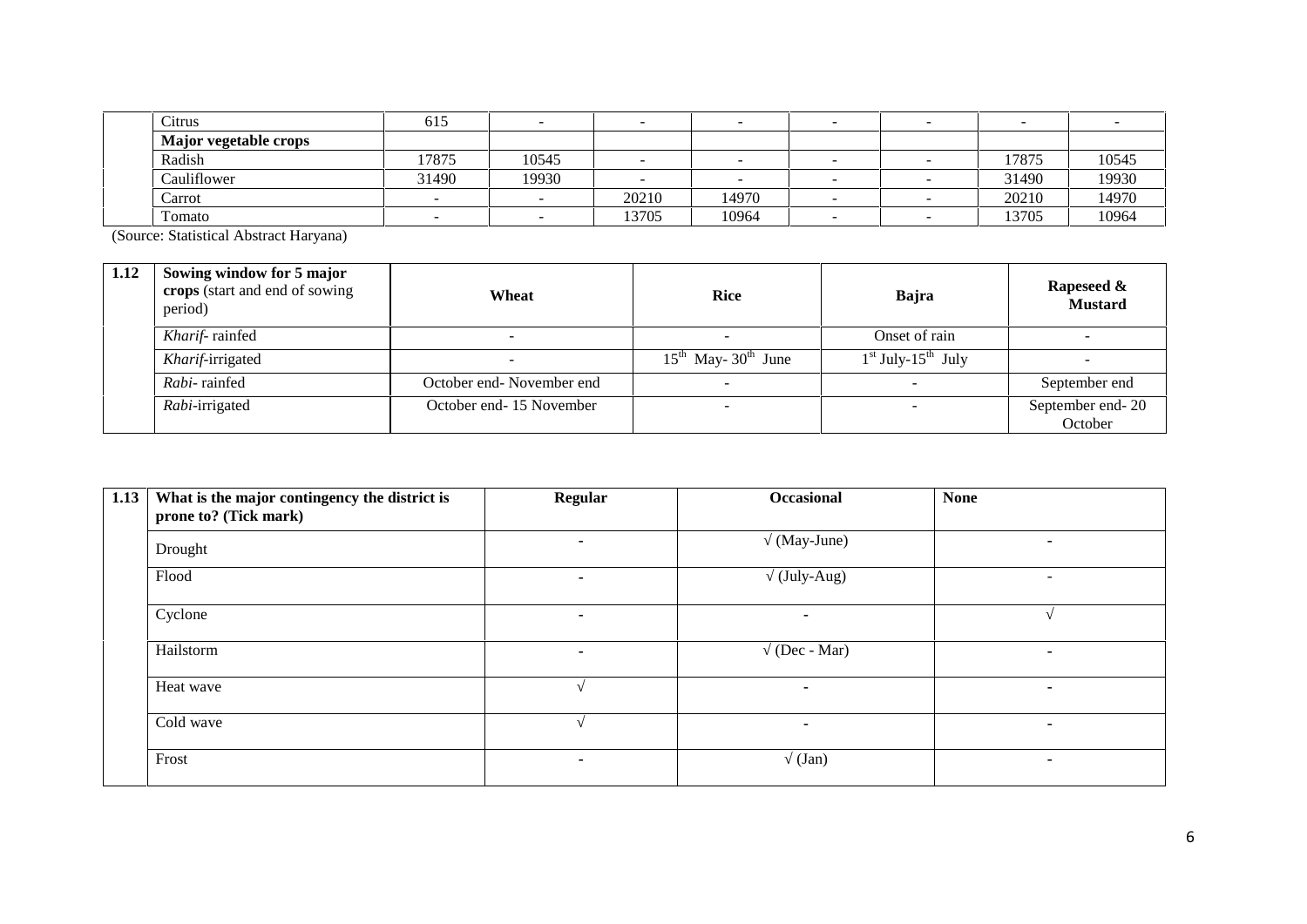| | Citrus | 615 | - | - | - | - | - | - | - |
|---|---|---|---|---|---|---|---|---|---|
| | **Major vegetable crops** | | | | | | | | |
| | Radish | 17875 | 10545 | - | - | - | - | 17875 | 10545 |
| | Cauliflower | 31490 | 19930 | - | - | - | - | 31490 | 19930 |
| | Carrot | - | - | 20210 | 14970 | - | - | 20210 | 14970 |
| | Tomato | - | - | 13705 | 10964 | - | - | 13705 | 10964 |

(Source: Statistical Abstract Haryana)

| 1.12 | Sowing window for 5 major crops (start and end of sowing period) | Wheat | Rice | Bajra | Rapeseed & Mustard |
|---|---|---|---|---|---|
| | *Kharif*- rainfed | - | - | Onset of rain | - |
| | *Kharif*-irrigated | - | 15th May- 30th June | 1st July-15th July | - |
| | *Rabi*- rainfed | October end- November end | - | - | September end |
| | *Rabi*-irrigated | October end- 15 November | - | - | September end- 20 October |

| 1.13 | What is the major contingency the district is prone to? (Tick mark) | Regular | Occasional | None |
|---|---|---|---|---|
| | Drought | - | √ (May-June) | - |
| | Flood | - | √ (July-Aug) | - |
| | Cyclone | - | - | √ |
| | Hailstorm | - | √ (Dec - Mar) | - |
| | Heat wave | √ | - | - |
| | Cold wave | √ | - | - |
| | Frost | - | √ (Jan) | - |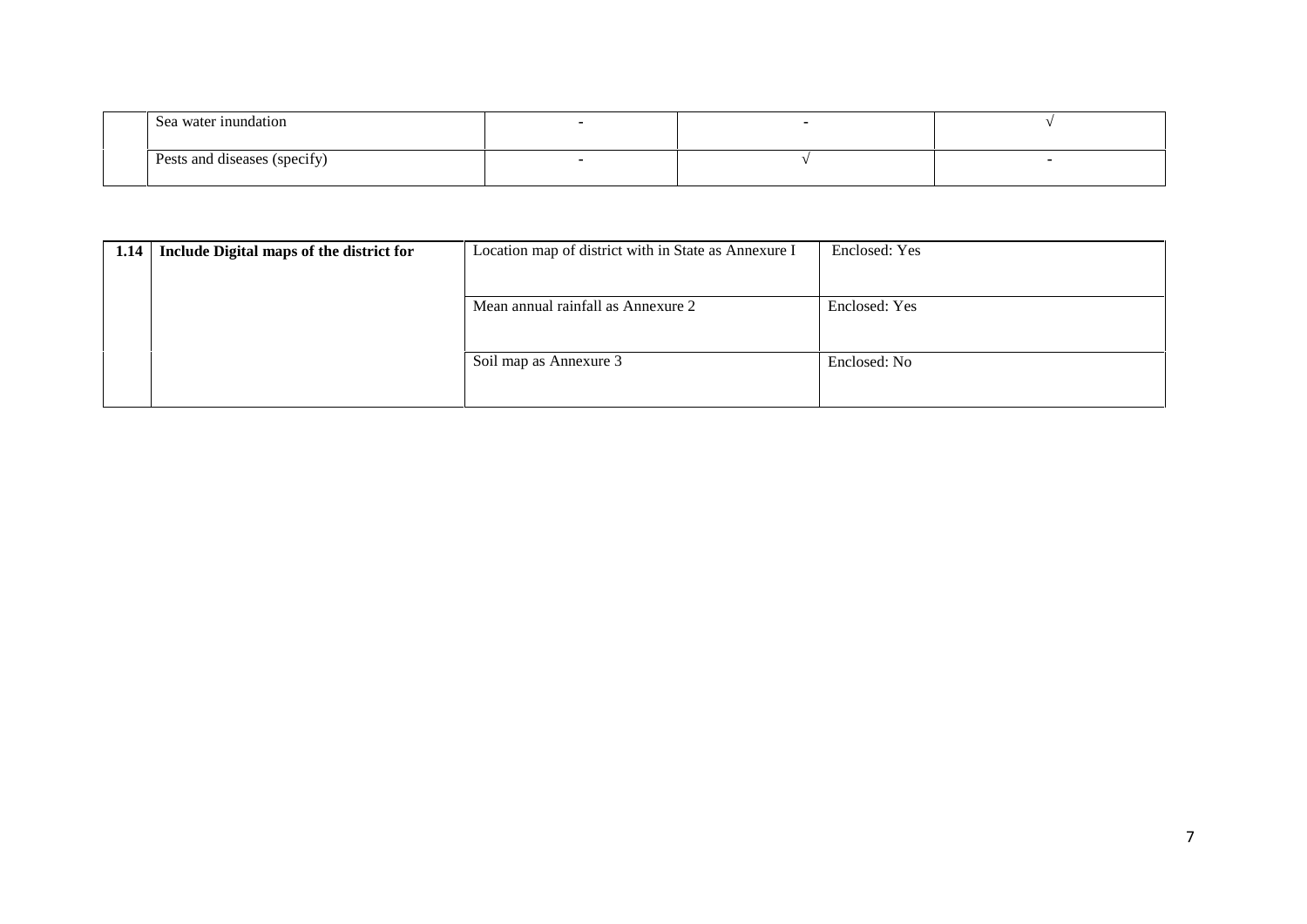|  | Sea water inundation | - | - | √ |
|---|---|---|---|---|
|  | Pests and diseases (specify) | - | √ | - |

| 1.14 | Include Digital maps of the district for | Location map of district with in State as Annexure I | Enclosed: Yes |
|---|---|---|---|
|  |  | Mean annual rainfall as Annexure 2 | Enclosed: Yes |
|  |  | Soil map as Annexure 3 | Enclosed: No |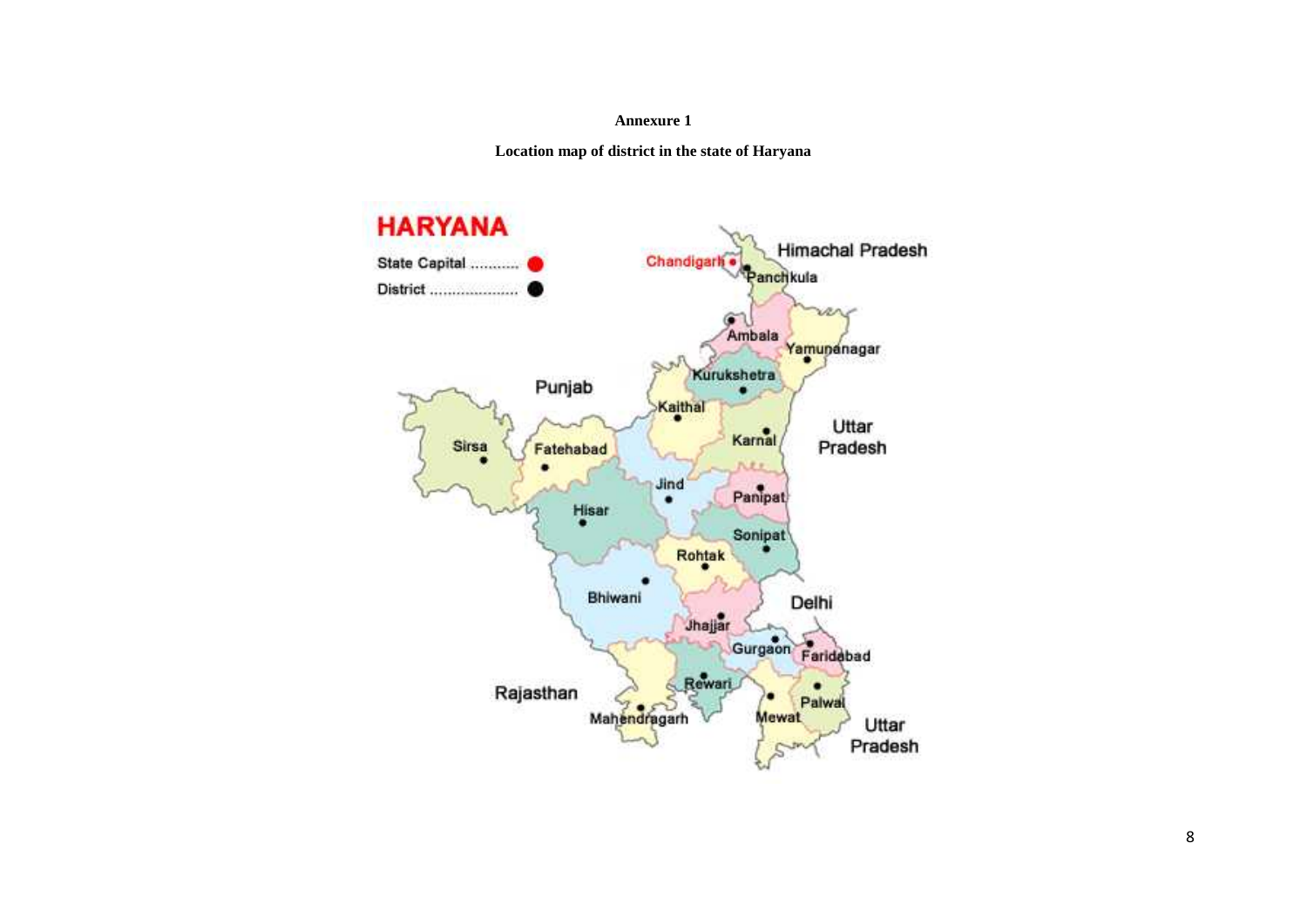**Annexure 1**

**Location map of district in the state of Haryana**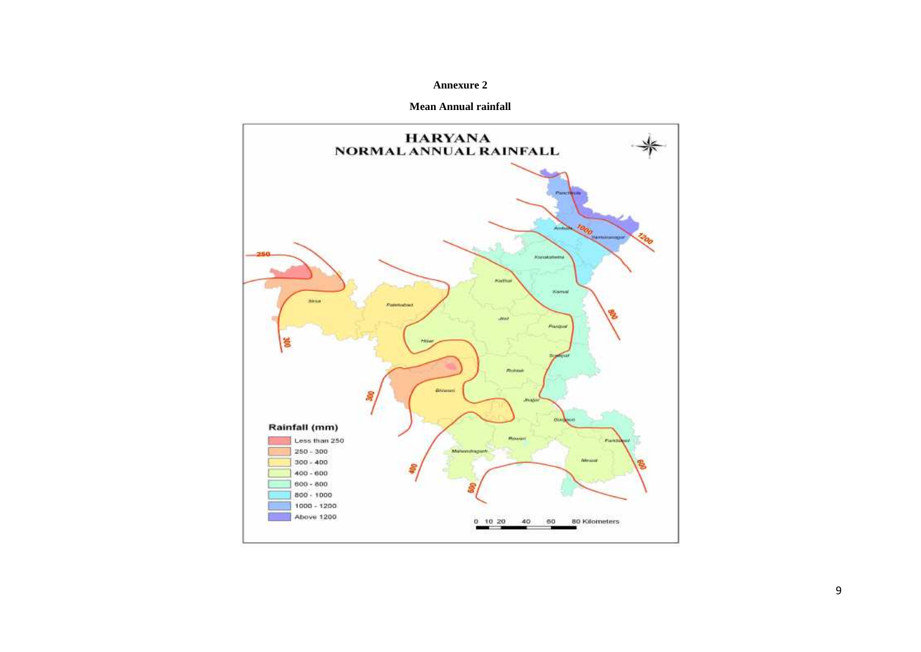**Annexure 2**

**Mean Annual rainfall**

HARYANA
NORMAL ANNUAL RAINFALL

Rainfall (mm)

- Less than 250
- 250 - 300
- 300 - 400
- 400 - 600
- 600 - 800
- 800 - 1000
- 1000 - 1200
- Above 1200

0 10 20 40 60 80 Kilometers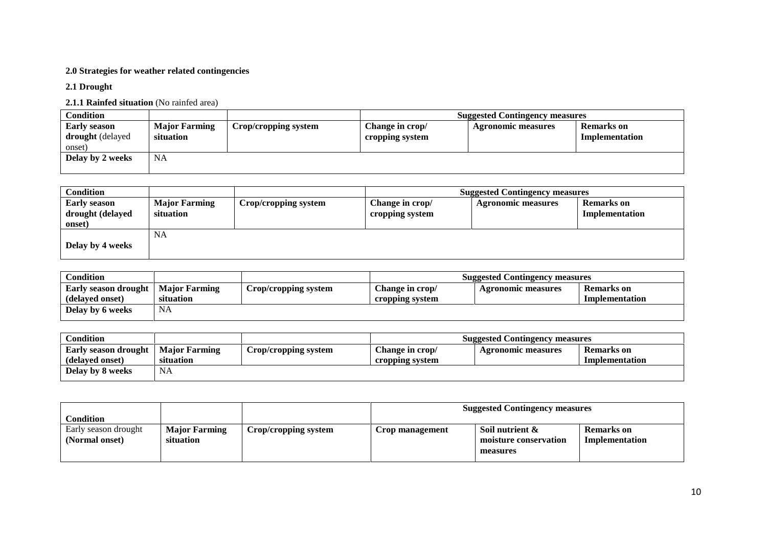**2.0 Strategies for weather related contingencies**

**2.1 Drought**

**2.1.1 Rainfed situation** (No rainfed area)

| **Condition** | | | **Suggested Contingency measures** | | |
|---|---|---|---|---|---|
| **Early season drought** (delayed onset) | **Major Farming situation** | **Crop/cropping system** | **Change in crop/ cropping system** | **Agronomic measures** | **Remarks on Implementation** |
| **Delay by 2 weeks** | NA | | | | |

| **Condition** | | | **Suggested Contingency measures** | | |
|---|---|---|---|---|---|
| **Early season drought (delayed onset)** | **Major Farming situation** | **Crop/cropping system** | **Change in crop/ cropping system** | **Agronomic measures** | **Remarks on Implementation** |
| **Delay by 4 weeks** | NA | | | | |

| **Condition** | | | **Suggested Contingency measures** | | |
|---|---|---|---|---|---|
| **Early season drought (delayed onset)** | **Major Farming situation** | **Crop/cropping system** | **Change in crop/ cropping system** | **Agronomic measures** | **Remarks on Implementation** |
| **Delay by 6 weeks** | NA | | | | |

| **Condition** | | | **Suggested Contingency measures** | | |
|---|---|---|---|---|---|
| **Early season drought (delayed onset)** | **Major Farming situation** | **Crop/cropping system** | **Change in crop/ cropping system** | **Agronomic measures** | **Remarks on Implementation** |
| **Delay by 8 weeks** | NA | | | | |

| **Condition** | | | **Suggested Contingency measures** | | |
|---|---|---|---|---|---|
| Early season drought **(Normal onset)** | **Major Farming situation** | **Crop/cropping system** | **Crop management** | **Soil nutrient & moisture conservation measures** | **Remarks on Implementation** |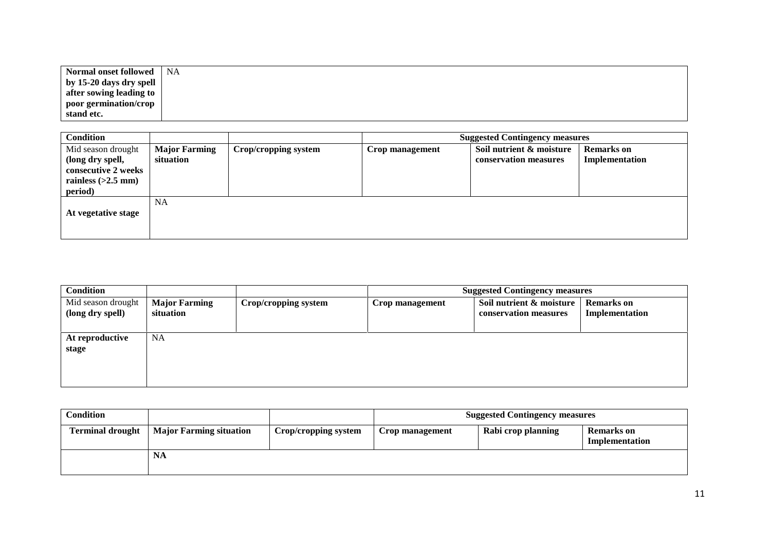| **Normal onset followed by 15-20 days dry spell after sowing leading to poor germination/crop stand etc.** | NA |
|---|---|

| **Condition** | | | **Suggested Contingency measures** | | |
|---|---|---|---|---|---|
| Mid season drought **(long dry spell, consecutive 2 weeks rainless (>2.5 mm) period)** | **Major Farming situation** | **Crop/cropping system** | **Crop management** | **Soil nutrient & moisture conservation measures** | **Remarks on Implementation** |
| **At vegetative stage** | NA | | | | |

| **Condition** | | | **Suggested Contingency measures** | | |
|---|---|---|---|---|---|
| Mid season drought **(long dry spell)** | **Major Farming situation** | **Crop/cropping system** | **Crop management** | **Soil nutrient & moisture conservation measures** | **Remarks on Implementation** |
| **At reproductive stage** | NA | | | | |

| **Condition** | | | **Suggested Contingency measures** | | |
|---|---|---|---|---|---|
| **Terminal drought** | **Major Farming situation** | **Crop/cropping system** | **Crop management** | **Rabi crop planning** | **Remarks on Implementation** |
| | **NA** | | | | |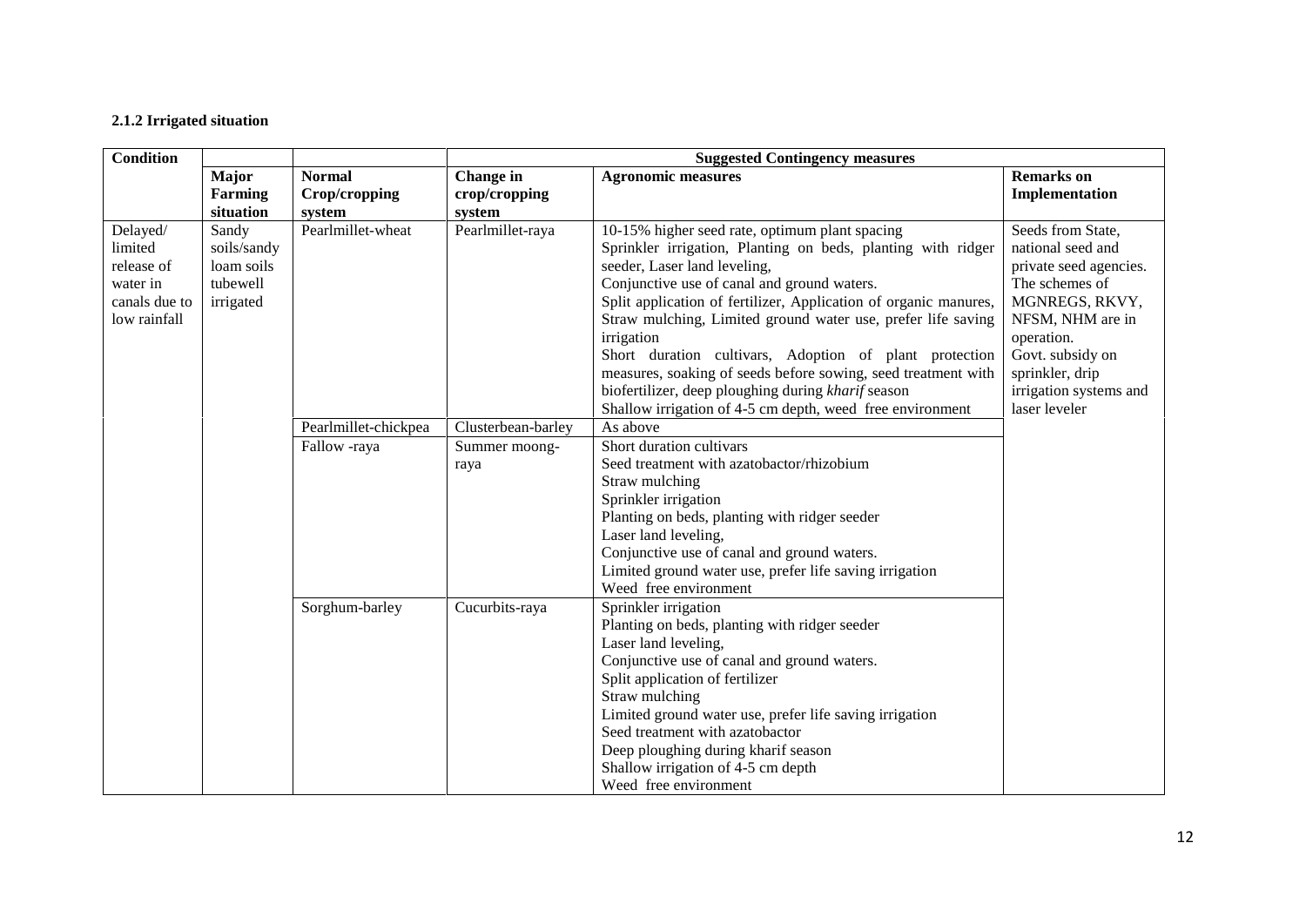**2.1.2 Irrigated situation**

| Condition | | | Suggested Contingency measures | | |
|---|---|---|---|---|---|
| | **Major Farming situation** | **Normal Crop/cropping system** | **Change in crop/cropping system** | **Agronomic measures** | **Remarks on Implementation** |
| Delayed/ limited release of water in canals due to low rainfall | Sandy soils/sandy loam soils tubewell irrigated | Pearlmillet-wheat | Pearlmillet-raya | 10-15% higher seed rate, optimum plant spacing<br>Sprinkler irrigation, Planting on beds, planting with ridger seeder, Laser land leveling,<br>Conjunctive use of canal and ground waters.<br>Split application of fertilizer, Application of organic manures, Straw mulching, Limited ground water use, prefer life saving irrigation<br>Short duration cultivars, Adoption of plant protection measures, soaking of seeds before sowing, seed treatment with biofertilizer, deep ploughing during *kharif* season<br>Shallow irrigation of 4-5 cm depth, weed free environment | Seeds from State, national seed and private seed agencies. The schemes of MGNREGS, RKVY, NFSM, NHM are in operation. Govt. subsidy on sprinkler, drip irrigation systems and laser leveler |
| | | Pearlmillet-chickpea | Clusterbean-barley | As above | |
| | | Fallow -raya | Summer moong-raya | Short duration cultivars<br>Seed treatment with azatobactor/rhizobium<br>Straw mulching<br>Sprinkler irrigation<br>Planting on beds, planting with ridger seeder<br>Laser land leveling,<br>Conjunctive use of canal and ground waters.<br>Limited ground water use, prefer life saving irrigation<br>Weed free environment | |
| | | Sorghum-barley | Cucurbits-raya | Sprinkler irrigation<br>Planting on beds, planting with ridger seeder<br>Laser land leveling,<br>Conjunctive use of canal and ground waters.<br>Split application of fertilizer<br>Straw mulching<br>Limited ground water use, prefer life saving irrigation<br>Seed treatment with azatobactor<br>Deep ploughing during kharif season<br>Shallow irrigation of 4-5 cm depth<br>Weed free environment | |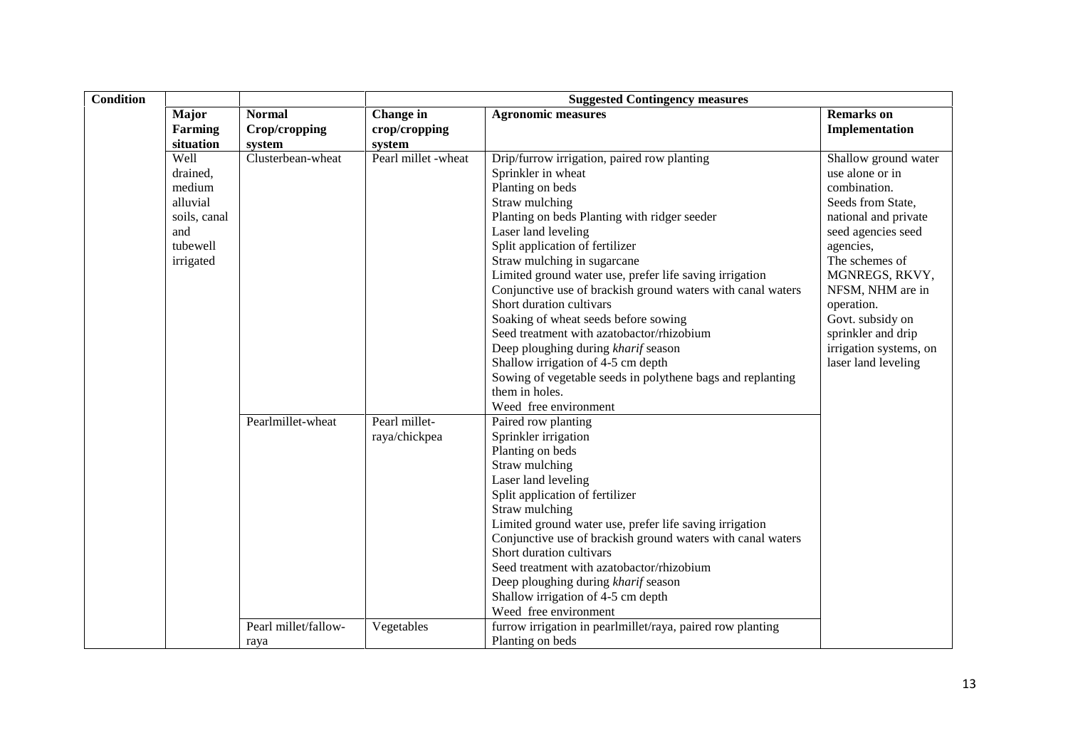| Condition | | | Suggested Contingency measures | | |
|---|---|---|---|---|---|
| | **Major Farming situation** | **Normal Crop/cropping system** | **Change in crop/cropping system** | **Agronomic measures** | **Remarks on Implementation** |
| | Well drained, medium alluvial soils, canal and tubewell irrigated | Clusterbean-wheat | Pearl millet -wheat | Drip/furrow irrigation, paired row planting<br>Sprinkler in wheat<br>Planting on beds<br>Straw mulching<br>Planting on beds Planting with ridger seeder<br>Laser land leveling<br>Split application of fertilizer<br>Straw mulching in sugarcane<br>Limited ground water use, prefer life saving irrigation<br>Conjunctive use of brackish ground waters with canal waters<br>Short duration cultivars<br>Soaking of wheat seeds before sowing<br>Seed treatment with azatobactor/rhizobium<br>Deep ploughing during *kharif* season<br>Shallow irrigation of 4-5 cm depth<br>Sowing of vegetable seeds in polythene bags and replanting them in holes.<br>Weed free environment | Shallow ground water use alone or in combination.<br>Seeds from State, national and private seed agencies seed agencies,<br>The schemes of MGNREGS, RKVY, NFSM, NHM are in operation.<br>Govt. subsidy on sprinkler and drip irrigation systems, on laser land leveling |
| | | Pearlmillet-wheat | Pearl millet-raya/chickpea | Paired row planting<br>Sprinkler irrigation<br>Planting on beds<br>Straw mulching<br>Laser land leveling<br>Split application of fertilizer<br>Straw mulching<br>Limited ground water use, prefer life saving irrigation<br>Conjunctive use of brackish ground waters with canal waters<br>Short duration cultivars<br>Seed treatment with azatobactor/rhizobium<br>Deep ploughing during *kharif* season<br>Shallow irrigation of 4-5 cm depth<br>Weed free environment | |
| | | Pearl millet/fallow-raya | Vegetables | furrow irrigation in pearlmillet/raya, paired row planting<br>Planting on beds | |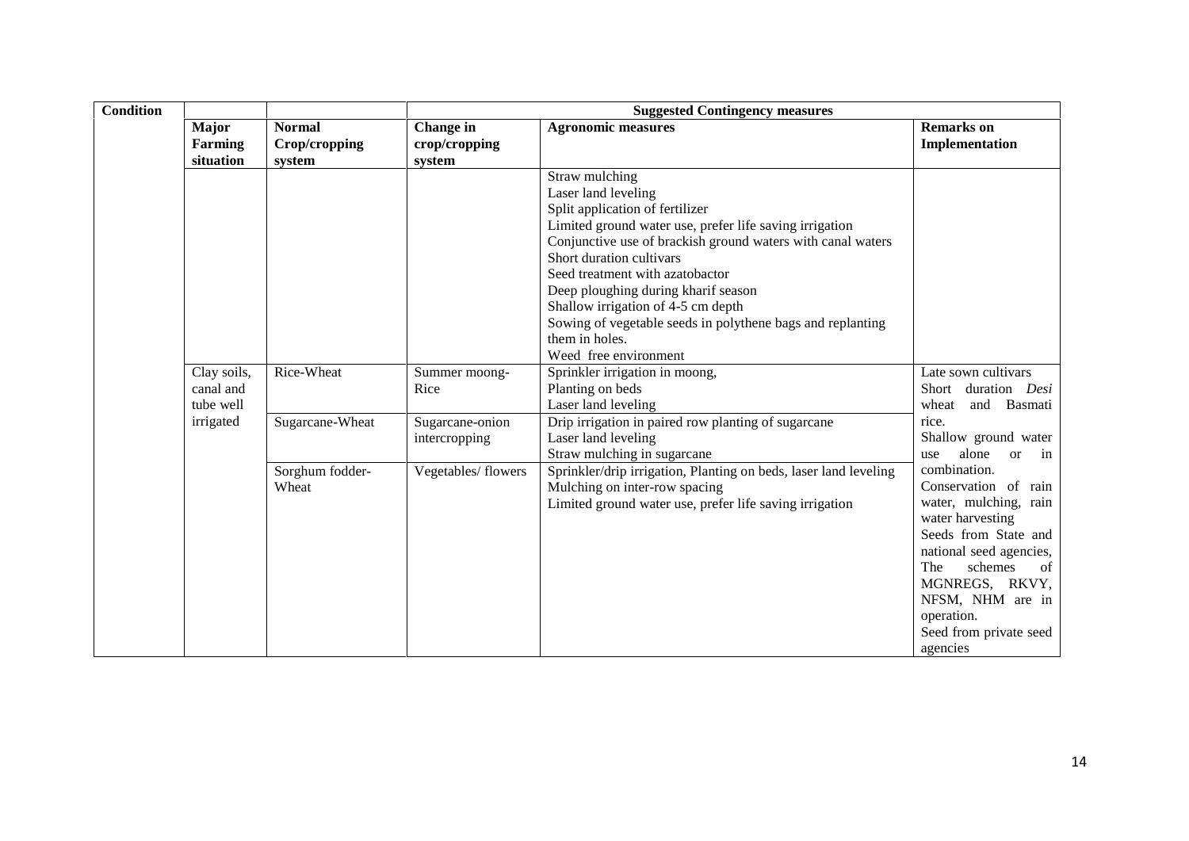| Condition | | | Suggested Contingency measures | | |
|---|---|---|---|---|---|
| | **Major Farming situation** | **Normal Crop/cropping system** | **Change in crop/cropping system** | **Agronomic measures** | **Remarks on Implementation** |
| | | | | Straw mulching<br>Laser land leveling<br>Split application of fertilizer<br>Limited ground water use, prefer life saving irrigation<br>Conjunctive use of brackish ground waters with canal waters<br>Short duration cultivars<br>Seed treatment with azatobactor<br>Deep ploughing during kharif season<br>Shallow irrigation of 4-5 cm depth<br>Sowing of vegetable seeds in polythene bags and replanting them in holes.<br>Weed free environment | |
| | Clay soils, canal and tube well irrigated | Rice-Wheat | Summer moong-Rice | Sprinkler irrigation in moong,<br>Planting on beds<br>Laser land leveling | Late sown cultivars<br>Short duration *Desi* wheat and Basmati rice.<br>Shallow ground water use alone or in combination.<br>Conservation of rain water, mulching, rain water harvesting<br>Seeds from State and national seed agencies,<br>The schemes of MGNREGS, RKVY, NFSM, NHM are in operation.<br>Seed from private seed agencies |
| | | Sugarcane-Wheat | Sugarcane-onion intercropping | Drip irrigation in paired row planting of sugarcane<br>Laser land leveling<br>Straw mulching in sugarcane | |
| | | Sorghum fodder-Wheat | Vegetables/ flowers | Sprinkler/drip irrigation, Planting on beds, laser land leveling<br>Mulching on inter-row spacing<br>Limited ground water use, prefer life saving irrigation | |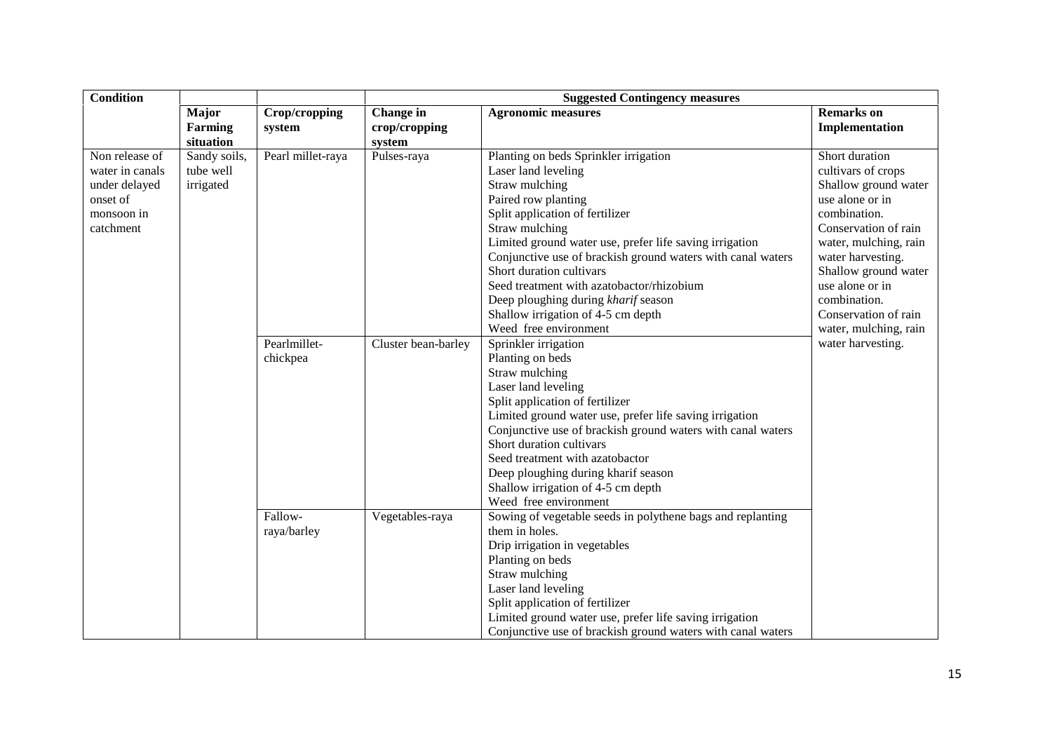| Condition | | | Suggested Contingency measures | | |
|---|---|---|---|---|---|
| | **Major Farming situation** | **Crop/cropping system** | **Change in crop/cropping system** | **Agronomic measures** | **Remarks on Implementation** |
| Non release of water in canals under delayed onset of monsoon in catchment | Sandy soils, tube well irrigated | Pearl millet-raya | Pulses-raya | Planting on beds Sprinkler irrigation<br>Laser land leveling<br>Straw mulching<br>Paired row planting<br>Split application of fertilizer<br>Straw mulching<br>Limited ground water use, prefer life saving irrigation<br>Conjunctive use of brackish ground waters with canal waters<br>Short duration cultivars<br>Seed treatment with azatobactor/rhizobium<br>Deep ploughing during *kharif* season<br>Shallow irrigation of 4-5 cm depth<br>Weed free environment | Short duration cultivars of crops<br>Shallow ground water use alone or in combination.<br>Conservation of rain water, mulching, rain water harvesting.<br>Shallow ground water use alone or in combination.<br>Conservation of rain water, mulching, rain water harvesting. |
| | | Pearlmillet-chickpea | Cluster bean-barley | Sprinkler irrigation<br>Planting on beds<br>Straw mulching<br>Laser land leveling<br>Split application of fertilizer<br>Limited ground water use, prefer life saving irrigation<br>Conjunctive use of brackish ground waters with canal waters<br>Short duration cultivars<br>Seed treatment with azatobactor<br>Deep ploughing during kharif season<br>Shallow irrigation of 4-5 cm depth<br>Weed free environment | |
| | | Fallow-raya/barley | Vegetables-raya | Sowing of vegetable seeds in polythene bags and replanting them in holes.<br>Drip irrigation in vegetables<br>Planting on beds<br>Straw mulching<br>Laser land leveling<br>Split application of fertilizer<br>Limited ground water use, prefer life saving irrigation<br>Conjunctive use of brackish ground waters with canal waters | |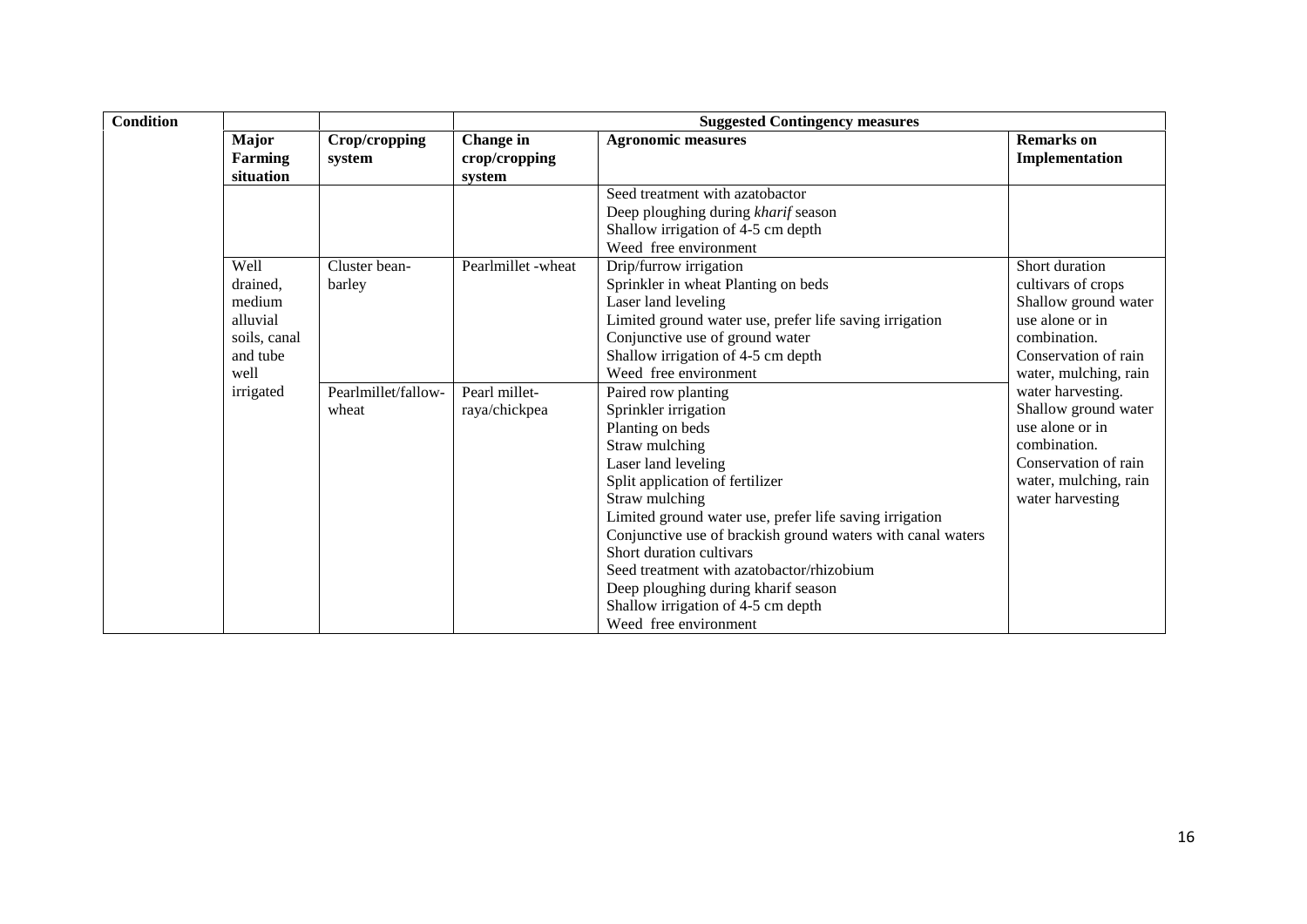| Condition | | | Suggested Contingency measures | | |
|---|---|---|---|---|---|
| | Major Farming situation | Crop/cropping system | Change in crop/cropping system | Agronomic measures | Remarks on Implementation |
| | | | | Seed treatment with azatobactor<br>Deep ploughing during *kharif* season<br>Shallow irrigation of 4-5 cm depth<br>Weed free environment | |
| | Well drained, medium alluvial soils, canal and tube well irrigated | Cluster bean-barley | Pearlmillet -wheat | Drip/furrow irrigation<br>Sprinkler in wheat Planting on beds<br>Laser land leveling<br>Limited ground water use, prefer life saving irrigation<br>Conjunctive use of ground water<br>Shallow irrigation of 4-5 cm depth<br>Weed free environment | Short duration cultivars of crops<br>Shallow ground water use alone or in combination.<br>Conservation of rain water, mulching, rain water harvesting. |
| | | Pearlmillet/fallow-wheat | Pearl millet-raya/chickpea | Paired row planting<br>Sprinkler irrigation<br>Planting on beds<br>Straw mulching<br>Laser land leveling<br>Split application of fertilizer<br>Straw mulching<br>Limited ground water use, prefer life saving irrigation<br>Conjunctive use of brackish ground waters with canal waters<br>Short duration cultivars<br>Seed treatment with azatobactor/rhizobium<br>Deep ploughing during kharif season<br>Shallow irrigation of 4-5 cm depth<br>Weed free environment | Shallow ground water use alone or in combination.<br>Conservation of rain water, mulching, rain water harvesting |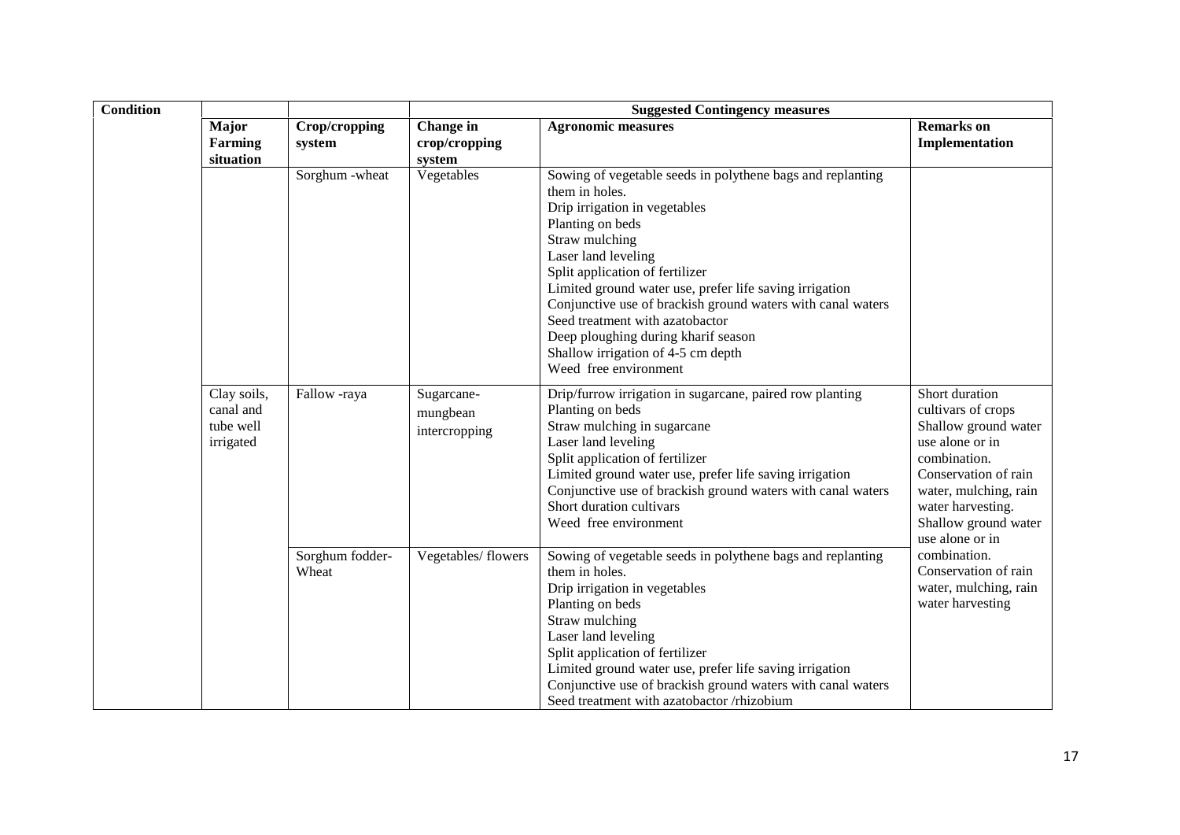| Condition | | | Suggested Contingency measures | | |
|---|---|---|---|---|---|
| | Major Farming situation | Crop/cropping system | Change in crop/cropping system | Agronomic measures | Remarks on Implementation |
| | | Sorghum -wheat | Vegetables | Sowing of vegetable seeds in polythene bags and replanting them in holes.<br>Drip irrigation in vegetables<br>Planting on beds<br>Straw mulching<br>Laser land leveling<br>Split application of fertilizer<br>Limited ground water use, prefer life saving irrigation<br>Conjunctive use of brackish ground waters with canal waters<br>Seed treatment with azatobactor<br>Deep ploughing during kharif season<br>Shallow irrigation of 4-5 cm depth<br>Weed free environment | |
| | Clay soils, canal and tube well irrigated | Fallow -raya | Sugarcane-mungbean intercropping | Drip/furrow irrigation in sugarcane, paired row planting<br>Planting on beds<br>Straw mulching in sugarcane<br>Laser land leveling<br>Split application of fertilizer<br>Limited ground water use, prefer life saving irrigation<br>Conjunctive use of brackish ground waters with canal waters<br>Short duration cultivars<br>Weed free environment | Short duration cultivars of crops<br>Shallow ground water use alone or in combination.<br>Conservation of rain water, mulching, rain water harvesting.<br>Shallow ground water use alone or in combination.<br>Conservation of rain water, mulching, rain water harvesting |
| | | Sorghum fodder-Wheat | Vegetables/ flowers | Sowing of vegetable seeds in polythene bags and replanting them in holes.<br>Drip irrigation in vegetables<br>Planting on beds<br>Straw mulching<br>Laser land leveling<br>Split application of fertilizer<br>Limited ground water use, prefer life saving irrigation<br>Conjunctive use of brackish ground waters with canal waters<br>Seed treatment with azatobactor /rhizobium | |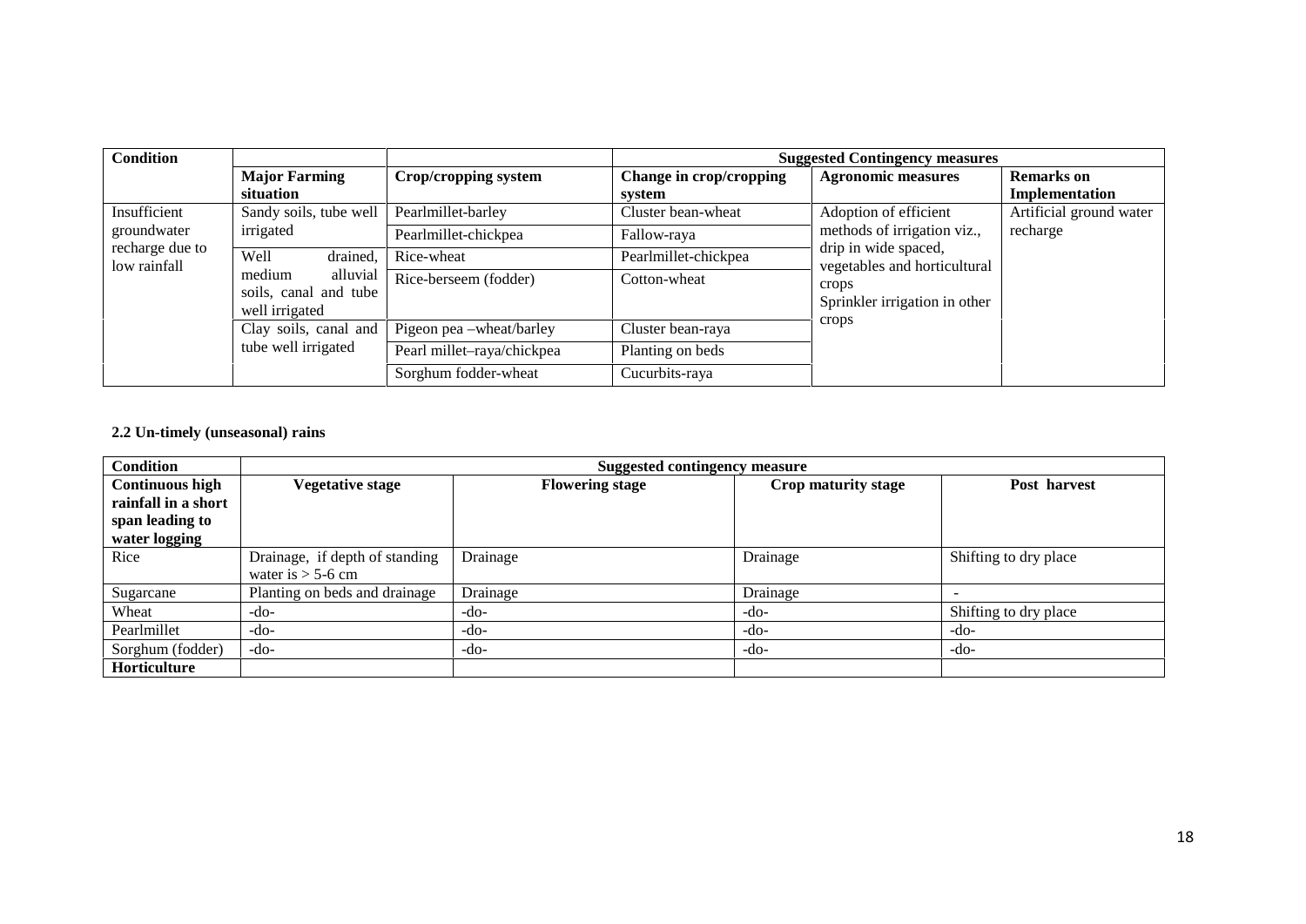| Condition | | | Suggested Contingency measures | | |
|---|---|---|---|---|---|
| | Major Farming situation | Crop/cropping system | Change in crop/cropping system | Agronomic measures | Remarks on Implementation |
| Insufficient groundwater recharge due to low rainfall | Sandy soils, tube well irrigated | Pearlmillet-barley | Cluster bean-wheat | Adoption of efficient methods of irrigation viz., drip in wide spaced, vegetables and horticultural crops Sprinkler irrigation in other crops | Artificial ground water recharge |
| | | Pearlmillet-chickpea | Fallow-raya | | |
| | Well drained, medium alluvial soils, canal and tube well irrigated | Rice-wheat | Pearlmillet-chickpea | | |
| | | Rice-berseem (fodder) | Cotton-wheat | | |
| | Clay soils, canal and tube well irrigated | Pigeon pea –wheat/barley | Cluster bean-raya | | |
| | | Pearl millet–raya/chickpea | Planting on beds | | |
| | | Sorghum fodder-wheat | Cucurbits-raya | | |

**2.2 Un-timely (unseasonal) rains**

| Condition | Suggested contingency measure | | | |
|---|---|---|---|---|
| **Continuous high rainfall in a short span leading to water logging** | **Vegetative stage** | **Flowering stage** | **Crop maturity stage** | **Post harvest** |
| Rice | Drainage, if depth of standing water is > 5-6 cm | Drainage | Drainage | Shifting to dry place |
| Sugarcane | Planting on beds and drainage | Drainage | Drainage | - |
| Wheat | -do- | -do- | -do- | Shifting to dry place |
| Pearlmillet | -do- | -do- | -do- | -do- |
| Sorghum (fodder) | -do- | -do- | -do- | -do- |
| **Horticulture** | | | | |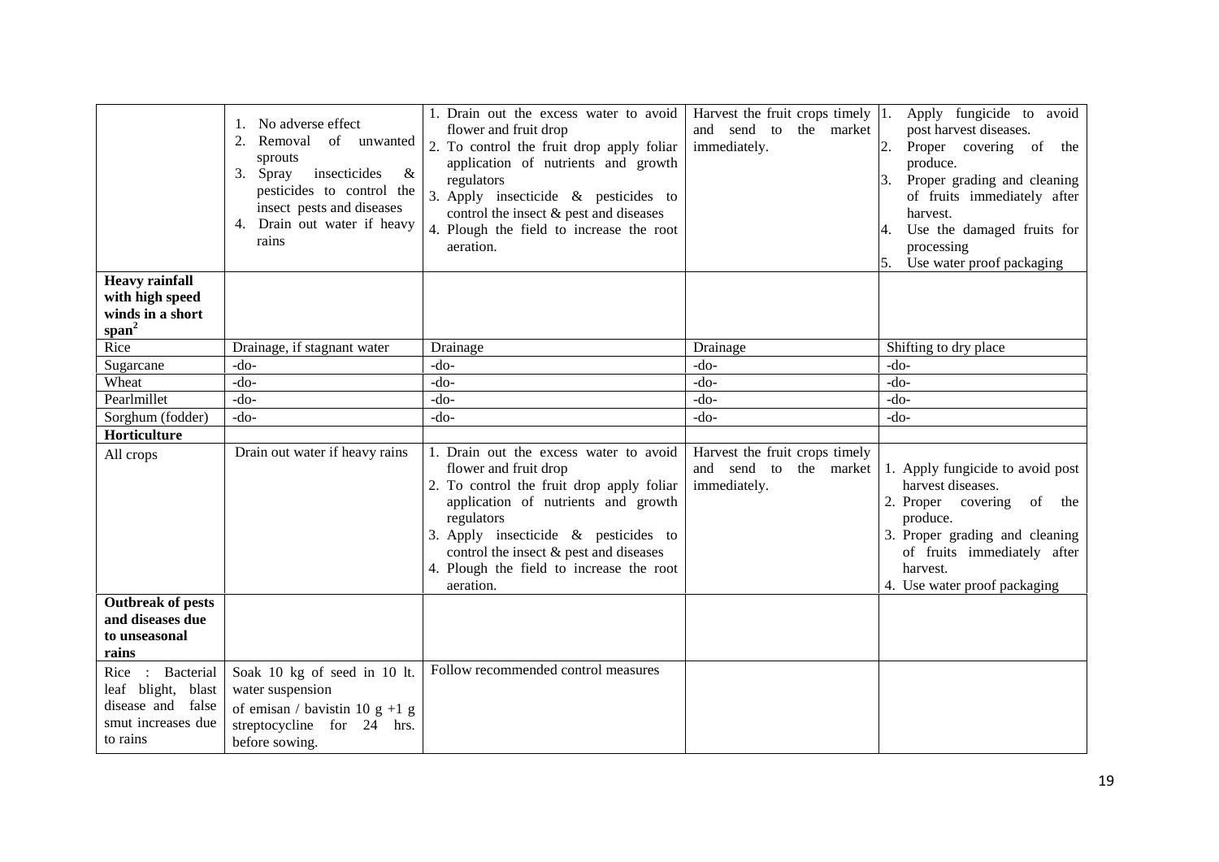| | | | | |
|---|---|---|---|---|
| | 1. No adverse effect<br>2. Removal of unwanted sprouts<br>3. Spray insecticides & pesticides to control the insect pests and diseases<br>4. Drain out water if heavy rains | 1. Drain out the excess water to avoid flower and fruit drop<br>2. To control the fruit drop apply foliar application of nutrients and growth regulators<br>3. Apply insecticide & pesticides to control the insect & pest and diseases<br>4. Plough the field to increase the root aeration. | Harvest the fruit crops timely and send to the market immediately. | 1. Apply fungicide to avoid post harvest diseases.<br>2. Proper covering of the produce.<br>3. Proper grading and cleaning of fruits immediately after harvest.<br>4. Use the damaged fruits for processing<br>5. Use water proof packaging |
| **Heavy rainfall with high speed winds in a short span**[2] | | | | |
| Rice | Drainage, if stagnant water | Drainage | Drainage | Shifting to dry place |
| Sugarcane | -do- | -do- | -do- | -do- |
| Wheat | -do- | -do- | -do- | -do- |
| Pearlmillet | -do- | -do- | -do- | -do- |
| Sorghum (fodder) | -do- | -do- | -do- | -do- |
| **Horticulture** | | | | |
| All crops | Drain out water if heavy rains | 1. Drain out the excess water to avoid flower and fruit drop<br>2. To control the fruit drop apply foliar application of nutrients and growth regulators<br>3. Apply insecticide & pesticides to control the insect & pest and diseases<br>4. Plough the field to increase the root aeration. | Harvest the fruit crops timely and send to the market immediately. | 1. Apply fungicide to avoid post harvest diseases.<br>2. Proper covering of the produce.<br>3. Proper grading and cleaning of fruits immediately after harvest.<br>4. Use water proof packaging |
| **Outbreak of pests and diseases due to unseasonal rains** | | | | |
| Rice : Bacterial leaf blight, blast disease and false smut increases due to rains | Soak 10 kg of seed in 10 lt. water suspension of emisan / bavistin 10 g +1 g streptocycline for 24 hrs. before sowing. | Follow recommended control measures | | |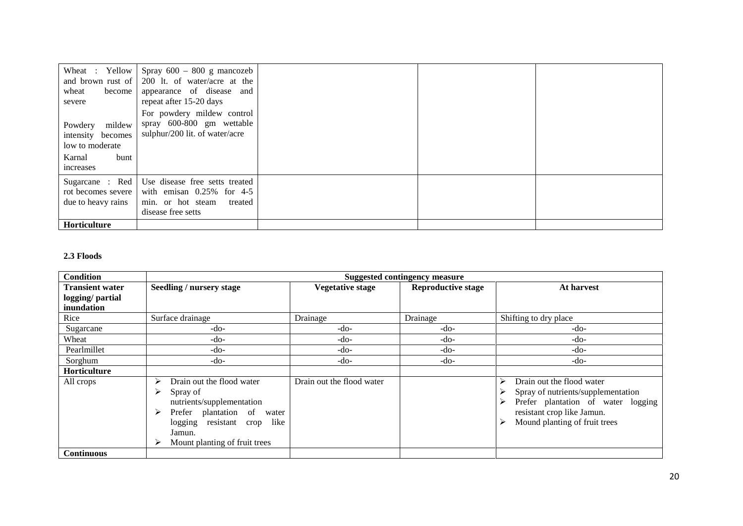| | | | | |
|---|---|---|---|---|
| Wheat : Yellow and brown rust of wheat become severe<br><br>Powdery mildew intensity becomes low to moderate<br><br>Karnal bunt increases | Spray 600 – 800 g mancozeb 200 lt. of water/acre at the appearance of disease and repeat after 15-20 days<br><br>For powdery mildew control spray 600-800 gm wettable sulphur/200 lit. of water/acre | | | |
| Sugarcane : Red rot becomes severe due to heavy rains | Use disease free setts treated with emisan 0.25% for 4-5 min. or hot steam treated disease free setts | | | |
| **Horticulture** | | | | |

**2.3 Floods**

| **Condition** | **Suggested contingency measure** | | | |
|---|---|---|---|---|
| **Transient water logging/ partial inundation** | **Seedling / nursery stage** | **Vegetative stage** | **Reproductive stage** | **At harvest** |
| Rice | Surface drainage | Drainage | Drainage | Shifting to dry place |
| Sugarcane | -do- | -do- | -do- | -do- |
| Wheat | -do- | -do- | -do- | -do- |
| Pearlmillet | -do- | -do- | -do- | -do- |
| Sorghum | -do- | -do- | -do- | -do- |
| **Horticulture** | | | | |
| All crops | ➢ Drain out the flood water<br>➢ Spray of nutrients/supplementation<br>➢ Prefer plantation of water logging resistant crop like Jamun.<br>➢ Mount planting of fruit trees | Drain out the flood water | | ➢ Drain out the flood water<br>➢ Spray of nutrients/supplementation<br>➢ Prefer plantation of water logging resistant crop like Jamun.<br>➢ Mound planting of fruit trees |
| **Continuous** | | | | |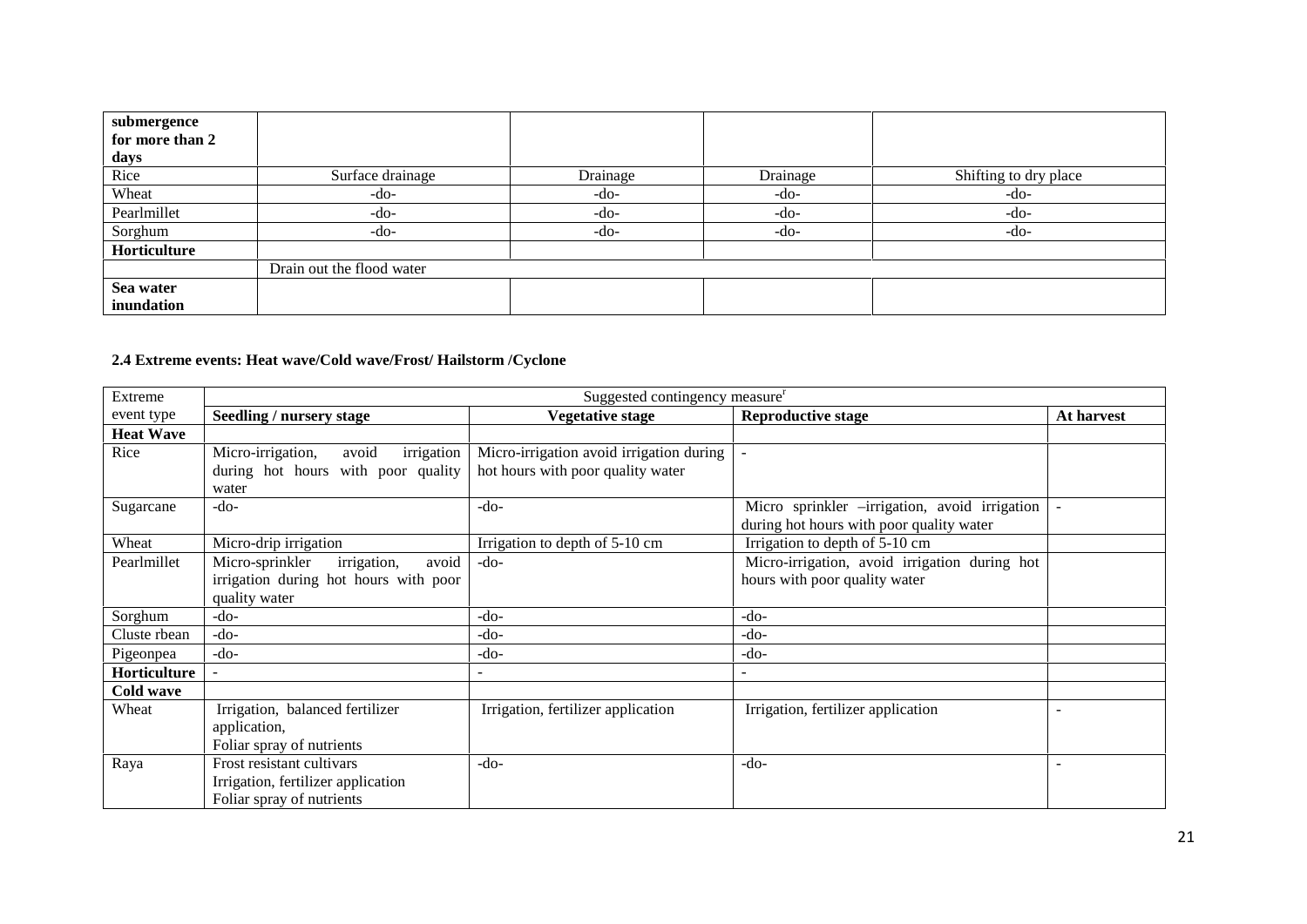| submergence for more than 2 days | | | | |
|---|---|---|---|---|
| Rice | Surface drainage | Drainage | Drainage | Shifting to dry place |
| Wheat | -do- | -do- | -do- | -do- |
| Pearlmillet | -do- | -do- | -do- | -do- |
| Sorghum | -do- | -do- | -do- | -do- |
| **Horticulture** | | | | |
| | Drain out the flood water | | | |
| **Sea water inundation** | | | | |

**2.4 Extreme events: Heat wave/Cold wave/Frost/ Hailstorm /Cyclone**

| Extreme event type | Suggested contingency measure[r] | | | |
|---|---|---|---|---|
| | **Seedling / nursery stage** | **Vegetative stage** | **Reproductive stage** | **At harvest** |
| **Heat Wave** | | | | |
| Rice | Micro-irrigation, avoid irrigation during hot hours with poor quality water | Micro-irrigation avoid irrigation during hot hours with poor quality water | - | |
| Sugarcane | -do- | -do- | Micro sprinkler –irrigation, avoid irrigation during hot hours with poor quality water | - |
| Wheat | Micro-drip irrigation | Irrigation to depth of 5-10 cm | Irrigation to depth of 5-10 cm | |
| Pearlmillet | Micro-sprinkler irrigation, avoid irrigation during hot hours with poor quality water | -do- | Micro-irrigation, avoid irrigation during hot hours with poor quality water | |
| Sorghum | -do- | -do- | -do- | |
| Cluste rbean | -do- | -do- | -do- | |
| Pigeonpea | -do- | -do- | -do- | |
| **Horticulture** | - | - | - | |
| **Cold wave** | | | | |
| Wheat | Irrigation, balanced fertilizer application, Foliar spray of nutrients | Irrigation, fertilizer application | Irrigation, fertilizer application | - |
| Raya | Frost resistant cultivars Irrigation, fertilizer application Foliar spray of nutrients | -do- | -do- | - |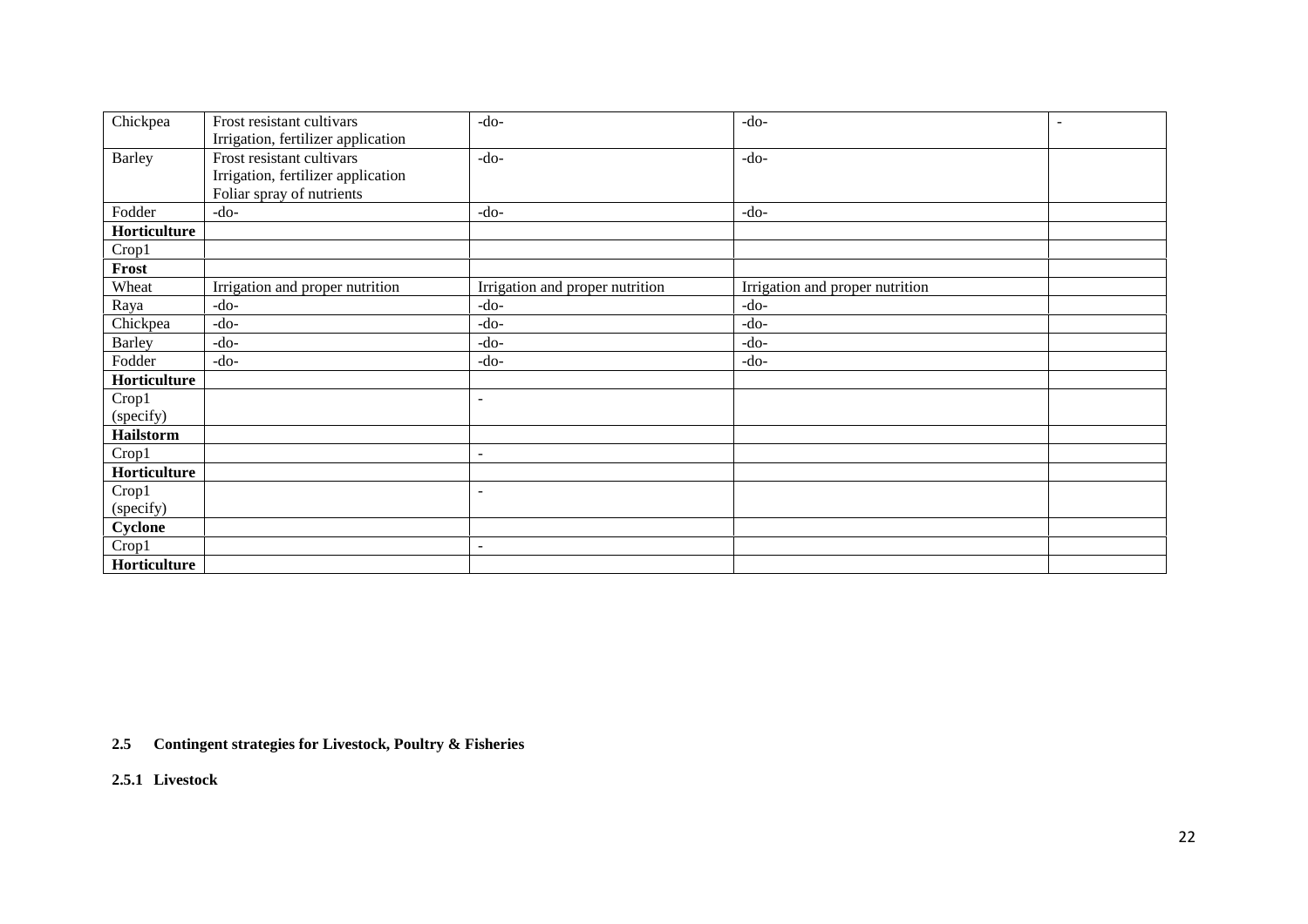| | | | | |
|---|---|---|---|---|
| Chickpea | Frost resistant cultivars<br>Irrigation, fertilizer application | -do- | -do- | - |
| Barley | Frost resistant cultivars<br>Irrigation, fertilizer application<br>Foliar spray of nutrients | -do- | -do- | |
| Fodder | -do- | -do- | -do- | |
| **Horticulture** | | | | |
| Crop1 | | | | |
| **Frost** | | | | |
| Wheat | Irrigation and proper nutrition | Irrigation and proper nutrition | Irrigation and proper nutrition | |
| Raya | -do- | -do- | -do- | |
| Chickpea | -do- | -do- | -do- | |
| Barley | -do- | -do- | -do- | |
| Fodder | -do- | -do- | -do- | |
| **Horticulture** | | | | |
| Crop1 (specify) | | - | | |
| **Hailstorm** | | | | |
| Crop1 | | - | | |
| **Horticulture** | | | | |
| Crop1 (specify) | | - | | |
| **Cyclone** | | | | |
| Crop1 | | - | | |
| **Horticulture** | | | | |

**2.5 Contingent strategies for Livestock, Poultry & Fisheries**

**2.5.1 Livestock**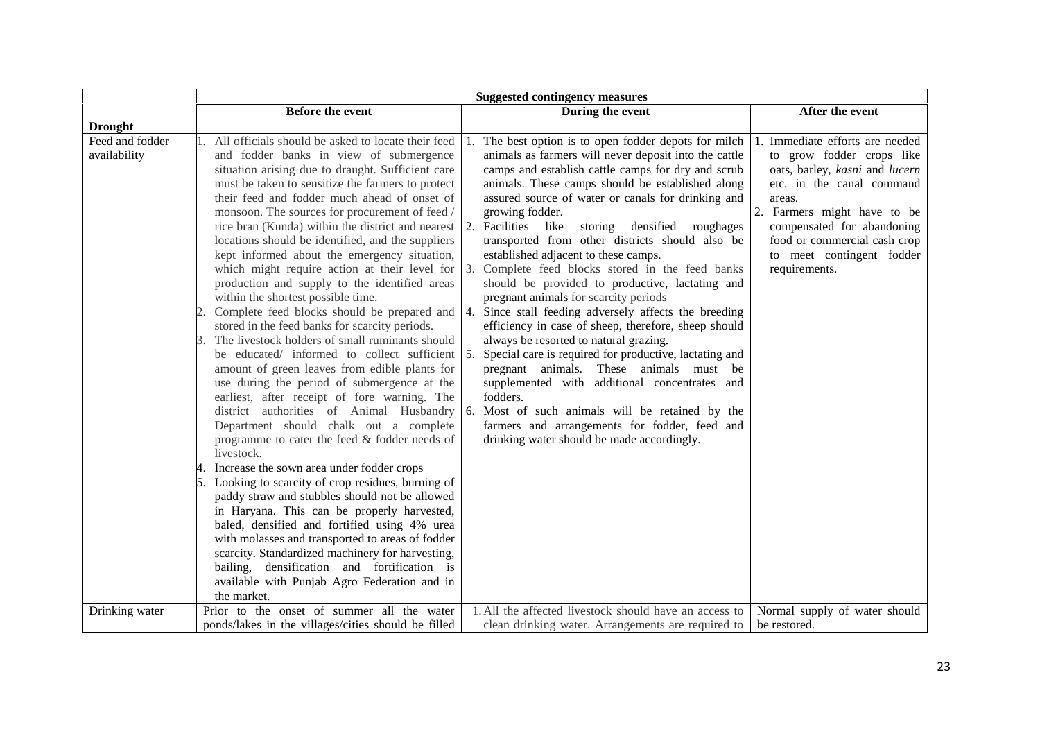| | Suggested contingency measures | | |
|---|---|---|---|
| | **Before the event** | **During the event** | **After the event** |
| **Drought** | | | |
| Feed and fodder availability | 1. All officials should be asked to locate their feed and fodder banks in view of submergence situation arising due to draught. Sufficient care must be taken to sensitize the farmers to protect their feed and fodder much ahead of onset of monsoon. The sources for procurement of feed / rice bran (Kunda) within the district and nearest locations should be identified, and the suppliers kept informed about the emergency situation, which might require action at their level for production and supply to the identified areas within the shortest possible time.<br>2. Complete feed blocks should be prepared and stored in the feed banks for scarcity periods.<br>3. The livestock holders of small ruminants should be educated/ informed to collect sufficient amount of green leaves from edible plants for use during the period of submergence at the earliest, after receipt of fore warning. The district authorities of Animal Husbandry Department should chalk out a complete programme to cater the feed & fodder needs of livestock.<br>4. Increase the sown area under fodder crops<br>5. Looking to scarcity of crop residues, burning of paddy straw and stubbles should not be allowed in Haryana. This can be properly harvested, baled, densified and fortified using 4% urea with molasses and transported to areas of fodder scarcity. Standardized machinery for harvesting, bailing, densification and fortification is available with Punjab Agro Federation and in the market. | 1. The best option is to open fodder depots for milch animals as farmers will never deposit into the cattle camps and establish cattle camps for dry and scrub animals. These camps should be established along assured source of water or canals for drinking and growing fodder.<br>2. Facilities like storing densified roughages transported from other districts should also be established adjacent to these camps.<br>3. Complete feed blocks stored in the feed banks should be provided to productive, lactating and pregnant animals for scarcity periods<br>4. Since stall feeding adversely affects the breeding efficiency in case of sheep, therefore, sheep should always be resorted to natural grazing.<br>5. Special care is required for productive, lactating and pregnant animals. These animals must be supplemented with additional concentrates and fodders.<br>6. Most of such animals will be retained by the farmers and arrangements for fodder, feed and drinking water should be made accordingly. | 1. Immediate efforts are needed to grow fodder crops like oats, barley, *kasni* and *lucern* etc. in the canal command areas.<br>2. Farmers might have to be compensated for abandoning food or commercial cash crop to meet contingent fodder requirements. |
| Drinking water | Prior to the onset of summer all the water ponds/lakes in the villages/cities should be filled | 1. All the affected livestock should have an access to clean drinking water. Arrangements are required to | Normal supply of water should be restored. |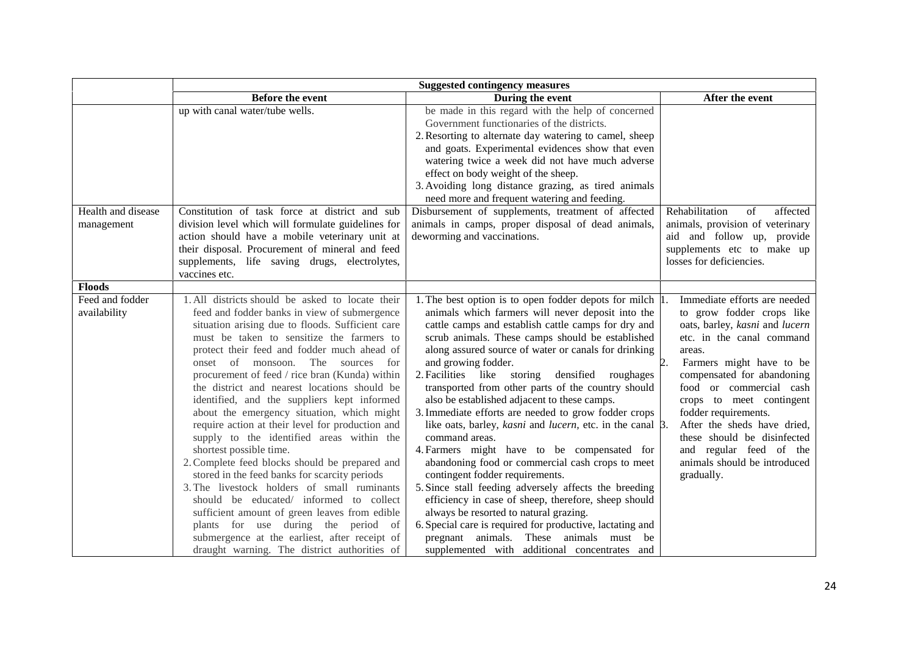| | Suggested contingency measures | | |
|---|---|---|---|
| | **Before the event** | **During the event** | **After the event** |
| | up with canal water/tube wells. | be made in this regard with the help of concerned Government functionaries of the districts.<br>2. Resorting to alternate day watering to camel, sheep and goats. Experimental evidences show that even watering twice a week did not have much adverse effect on body weight of the sheep.<br>3. Avoiding long distance grazing, as tired animals need more and frequent watering and feeding. | |
| Health and disease management | Constitution of task force at district and sub division level which will formulate guidelines for action should have a mobile veterinary unit at their disposal. Procurement of mineral and feed supplements, life saving drugs, electrolytes, vaccines etc. | Disbursement of supplements, treatment of affected animals in camps, proper disposal of dead animals, deworming and vaccinations. | Rehabilitation of affected animals, provision of veterinary aid and follow up, provide supplements etc to make up losses for deficiencies. |
| **Floods** | | | |
| Feed and fodder availability | 1. All districts should be asked to locate their feed and fodder banks in view of submergence situation arising due to floods. Sufficient care must be taken to sensitize the farmers to protect their feed and fodder much ahead of onset of monsoon. The sources for procurement of feed / rice bran (Kunda) within the district and nearest locations should be identified, and the suppliers kept informed about the emergency situation, which might require action at their level for production and supply to the identified areas within the shortest possible time.<br>2. Complete feed blocks should be prepared and stored in the feed banks for scarcity periods<br>3. The livestock holders of small ruminants should be educated/ informed to collect sufficient amount of green leaves from edible plants for use during the period of submergence at the earliest, after receipt of draught warning. The district authorities of | 1. The best option is to open fodder depots for milch animals which farmers will never deposit into the cattle camps and establish cattle camps for dry and scrub animals. These camps should be established along assured source of water or canals for drinking and growing fodder.<br>2. Facilities like storing densified roughages transported from other parts of the country should also be established adjacent to these camps.<br>3. Immediate efforts are needed to grow fodder crops like oats, barley, *kasni* and *lucern*, etc. in the canal command areas.<br>4. Farmers might have to be compensated for abandoning food or commercial cash crops to meet contingent fodder requirements.<br>5. Since stall feeding adversely affects the breeding efficiency in case of sheep, therefore, sheep should always be resorted to natural grazing.<br>6. Special care is required for productive, lactating and pregnant animals. These animals must be supplemented with additional concentrates and | 1. Immediate efforts are needed to grow fodder crops like oats, barley, *kasni* and *lucern* etc. in the canal command areas.<br>2. Farmers might have to be compensated for abandoning food or commercial cash crops to meet contingent fodder requirements.<br>3. After the sheds have dried, these should be disinfected and regular feed of the animals should be introduced gradually. |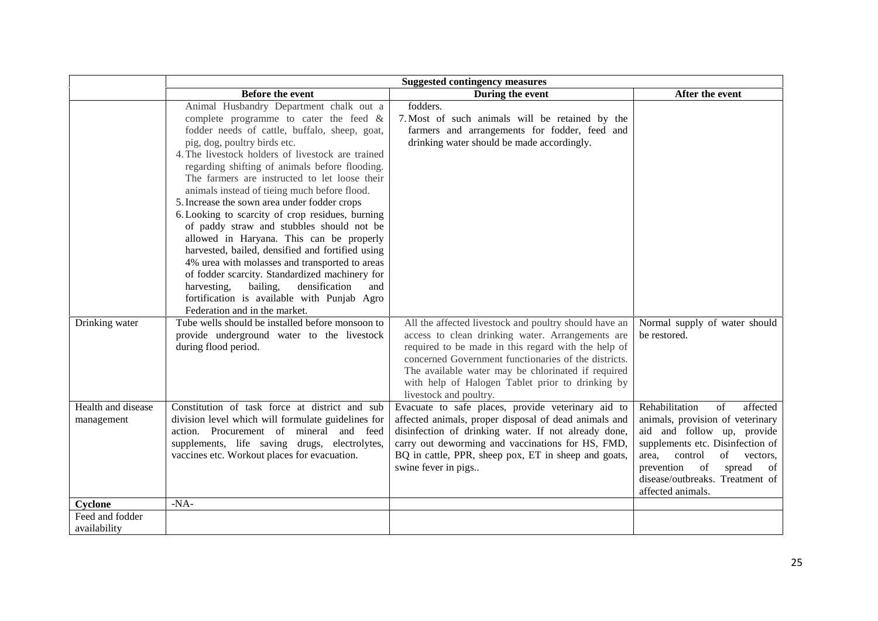| | Suggested contingency measures | | |
|---|---|---|---|
| | **Before the event** | **During the event** | **After the event** |
| | Animal Husbandry Department chalk out a complete programme to cater the feed & fodder needs of cattle, buffalo, sheep, goat, pig, dog, poultry birds etc.<br>4. The livestock holders of livestock are trained regarding shifting of animals before flooding. The farmers are instructed to let loose their animals instead of tieing much before flood.<br>5. Increase the sown area under fodder crops<br>6. Looking to scarcity of crop residues, burning of paddy straw and stubbles should not be allowed in Haryana. This can be properly harvested, bailed, densified and fortified using 4% urea with molasses and transported to areas of fodder scarcity. Standardized machinery for harvesting, bailing, densification and fortification is available with Punjab Agro Federation and in the market. | fodders.<br>7. Most of such animals will be retained by the farmers and arrangements for fodder, feed and drinking water should be made accordingly. | |
| Drinking water | Tube wells should be installed before monsoon to provide underground water to the livestock during flood period. | All the affected livestock and poultry should have an access to clean drinking water. Arrangements are required to be made in this regard with the help of concerned Government functionaries of the districts. The available water may be chlorinated if required with help of Halogen Tablet prior to drinking by livestock and poultry. | Normal supply of water should be restored. |
| Health and disease management | Constitution of task force at district and sub division level which will formulate guidelines for action. Procurement of mineral and feed supplements, life saving drugs, electrolytes, vaccines etc. Workout places for evacuation. | Evacuate to safe places, provide veterinary aid to affected animals, proper disposal of dead animals and disinfection of drinking water. If not already done, carry out deworming and vaccinations for HS, FMD, BQ in cattle, PPR, sheep pox, ET in sheep and goats, swine fever in pigs.. | Rehabilitation of affected animals, provision of veterinary aid and follow up, provide supplements etc. Disinfection of area, control of vectors, prevention of spread of disease/outbreaks. Treatment of affected animals. |
| **Cyclone** | -NA- | | |
| Feed and fodder availability | | | |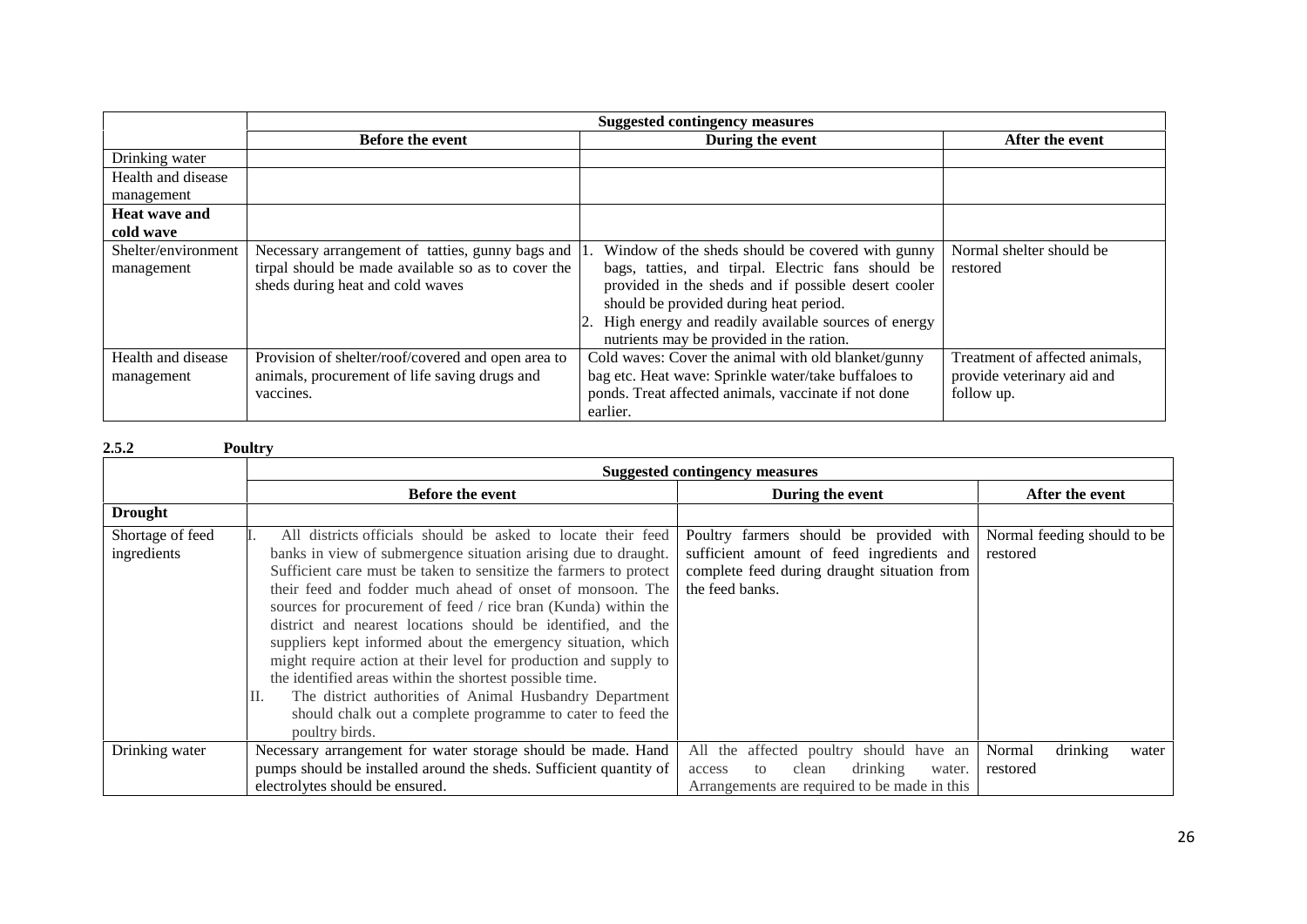| | Suggested contingency measures | | |
|---|---|---|---|
| | **Before the event** | **During the event** | **After the event** |
| Drinking water | | | |
| Health and disease management | | | |
| **Heat wave and cold wave** | | | |
| Shelter/environment management | Necessary arrangement of tatties, gunny bags and tirpal should be made available so as to cover the sheds during heat and cold waves | 1. Window of the sheds should be covered with gunny bags, tatties, and tirpal. Electric fans should be provided in the sheds and if possible desert cooler should be provided during heat period.<br>2. High energy and readily available sources of energy nutrients may be provided in the ration. | Normal shelter should be restored |
| Health and disease management | Provision of shelter/roof/covered and open area to animals, procurement of life saving drugs and vaccines. | Cold waves: Cover the animal with old blanket/gunny bag etc. Heat wave: Sprinkle water/take buffaloes to ponds. Treat affected animals, vaccinate if not done earlier. | Treatment of affected animals, provide veterinary aid and follow up. |

**2.5.2 Poultry**

| | Suggested contingency measures | | |
|---|---|---|---|
| | **Before the event** | **During the event** | **After the event** |
| **Drought** | | | |
| Shortage of feed ingredients | I. All districts officials should be asked to locate their feed banks in view of submergence situation arising due to draught. Sufficient care must be taken to sensitize the farmers to protect their feed and fodder much ahead of onset of monsoon. The sources for procurement of feed / rice bran (Kunda) within the district and nearest locations should be identified, and the suppliers kept informed about the emergency situation, which might require action at their level for production and supply to the identified areas within the shortest possible time.<br>II. The district authorities of Animal Husbandry Department should chalk out a complete programme to cater to feed the poultry birds. | Poultry farmers should be provided with sufficient amount of feed ingredients and complete feed during draught situation from the feed banks. | Normal feeding should to be restored |
| Drinking water | Necessary arrangement for water storage should be made. Hand pumps should be installed around the sheds. Sufficient quantity of electrolytes should be ensured. | All the affected poultry should have an access to clean drinking water. Arrangements are required to be made in this | Normal drinking water restored |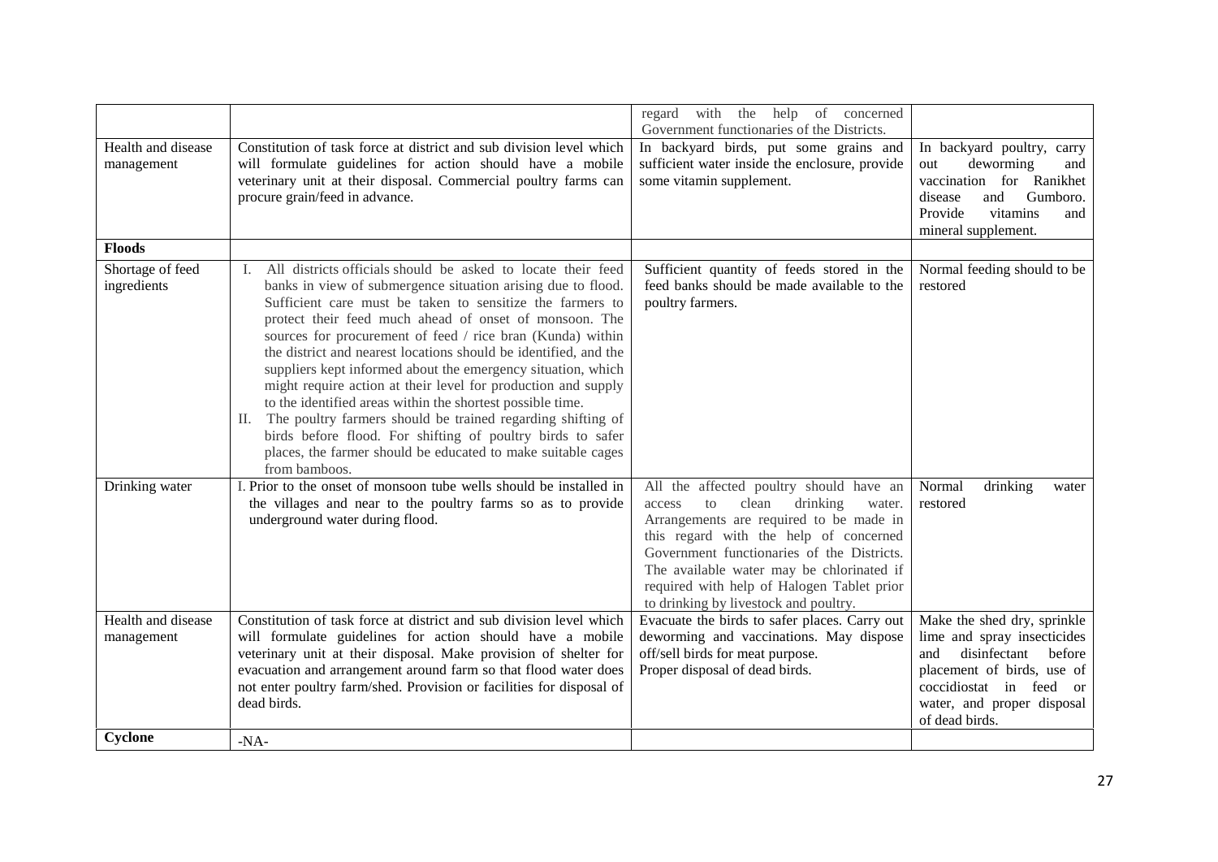| | | | |
|---|---|---|---|
| | | regard with the help of concerned Government functionaries of the Districts. | |
| Health and disease management | Constitution of task force at district and sub division level which will formulate guidelines for action should have a mobile veterinary unit at their disposal. Commercial poultry farms can procure grain/feed in advance. | In backyard birds, put some grains and sufficient water inside the enclosure, provide some vitamin supplement. | In backyard poultry, carry out deworming and vaccination for Ranikhet disease and Gumboro. Provide vitamins and mineral supplement. |
| **Floods** | | | |
| Shortage of feed ingredients | I. All districts officials should be asked to locate their feed banks in view of submergence situation arising due to flood. Sufficient care must be taken to sensitize the farmers to protect their feed much ahead of onset of monsoon. The sources for procurement of feed / rice bran (Kunda) within the district and nearest locations should be identified, and the suppliers kept informed about the emergency situation, which might require action at their level for production and supply to the identified areas within the shortest possible time.<br>II. The poultry farmers should be trained regarding shifting of birds before flood. For shifting of poultry birds to safer places, the farmer should be educated to make suitable cages from bamboos. | Sufficient quantity of feeds stored in the feed banks should be made available to the poultry farmers. | Normal feeding should to be restored |
| Drinking water | I. Prior to the onset of monsoon tube wells should be installed in the villages and near to the poultry farms so as to provide underground water during flood. | All the affected poultry should have an access to clean drinking water. Arrangements are required to be made in this regard with the help of concerned Government functionaries of the Districts. The available water may be chlorinated if required with help of Halogen Tablet prior to drinking by livestock and poultry. | Normal drinking water restored |
| Health and disease management | Constitution of task force at district and sub division level which will formulate guidelines for action should have a mobile veterinary unit at their disposal. Make provision of shelter for evacuation and arrangement around farm so that flood water does not enter poultry farm/shed. Provision or facilities for disposal of dead birds. | Evacuate the birds to safer places. Carry out deworming and vaccinations. May dispose off/sell birds for meat purpose.<br>Proper disposal of dead birds. | Make the shed dry, sprinkle lime and spray insecticides and disinfectant before placement of birds, use of coccidiostat in feed or water, and proper disposal of dead birds. |
| **Cyclone** | -NA- | | |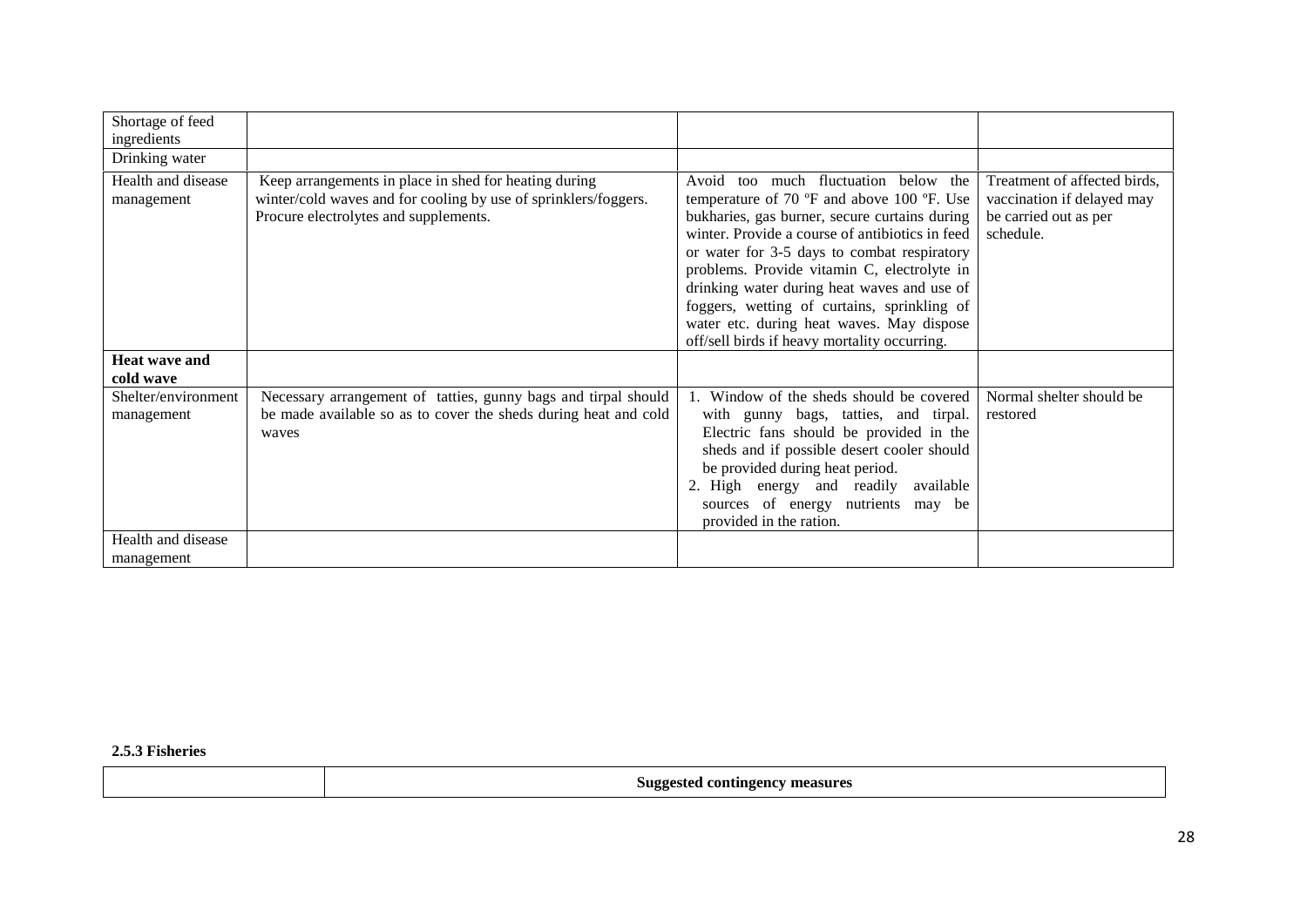| | | | |
|---|---|---|---|
| Shortage of feed ingredients | | | |
| Drinking water | | | |
| Health and disease management | Keep arrangements in place in shed for heating during winter/cold waves and for cooling by use of sprinklers/foggers. Procure electrolytes and supplements. | Avoid too much fluctuation below the temperature of 70 ºF and above 100 ºF. Use bukharies, gas burner, secure curtains during winter. Provide a course of antibiotics in feed or water for 3-5 days to combat respiratory problems. Provide vitamin C, electrolyte in drinking water during heat waves and use of foggers, wetting of curtains, sprinkling of water etc. during heat waves. May dispose off/sell birds if heavy mortality occurring. | Treatment of affected birds, vaccination if delayed may be carried out as per schedule. |
| **Heat wave and cold wave** | | | |
| Shelter/environment management | Necessary arrangement of tatties, gunny bags and tirpal should be made available so as to cover the sheds during heat and cold waves | 1. Window of the sheds should be covered with gunny bags, tatties, and tirpal. Electric fans should be provided in the sheds and if possible desert cooler should be provided during heat period. 2. High energy and readily available sources of energy nutrients may be provided in the ration. | Normal shelter should be restored |
| Health and disease management | | | |

**2.5.3 Fisheries**

| | Suggested contingency measures |
|---|---|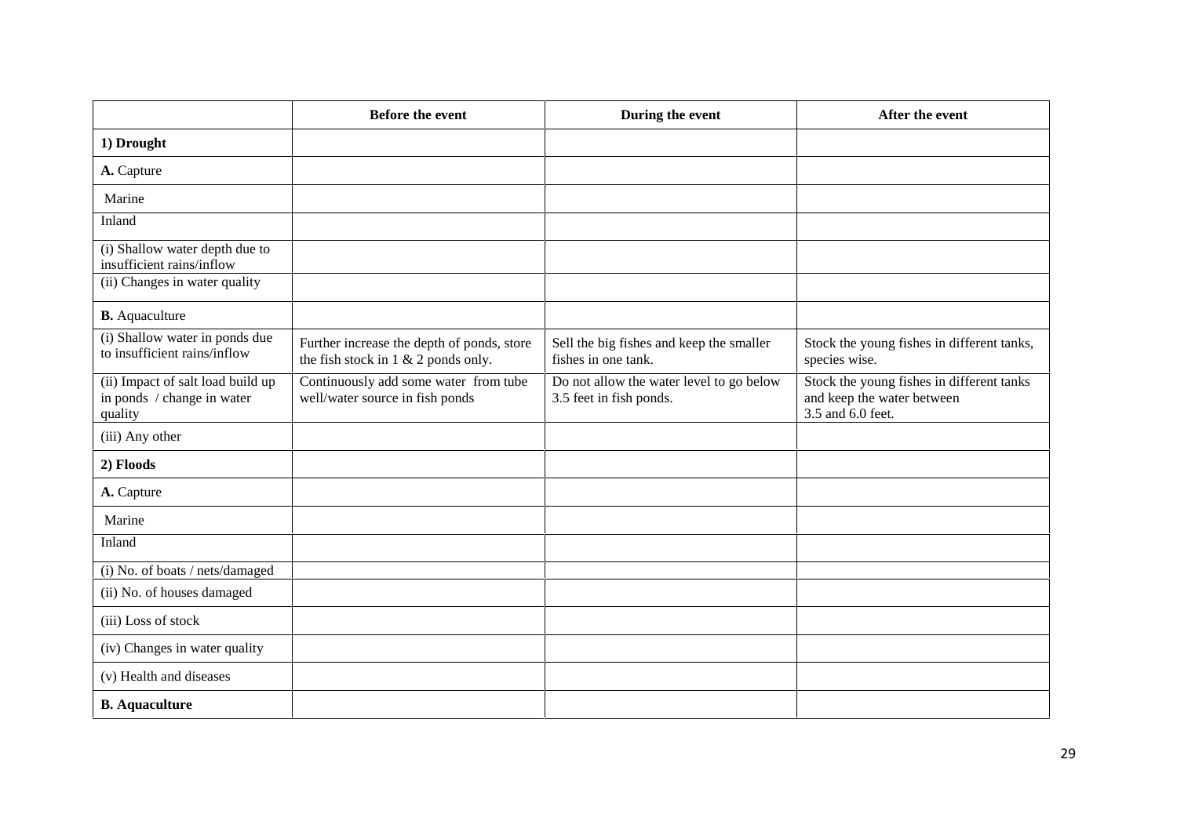| | **Before the event** | **During the event** | **After the event** |
|---|---|---|---|
| **1) Drought** | | | |
| **A.** Capture | | | |
| Marine | | | |
| Inland | | | |
| (i) Shallow water depth due to insufficient rains/inflow | | | |
| (ii) Changes in water quality | | | |
| **B.** Aquaculture | | | |
| (i) Shallow water in ponds due to insufficient rains/inflow | Further increase the depth of ponds, store the fish stock in 1 & 2 ponds only. | Sell the big fishes and keep the smaller fishes in one tank. | Stock the young fishes in different tanks, species wise. |
| (ii) Impact of salt load build up in ponds / change in water quality | Continuously add some water from tube well/water source in fish ponds | Do not allow the water level to go below 3.5 feet in fish ponds. | Stock the young fishes in different tanks and keep the water between 3.5 and 6.0 feet. |
| (iii) Any other | | | |
| **2) Floods** | | | |
| **A.** Capture | | | |
| Marine | | | |
| Inland | | | |
| (i) No. of boats / nets/damaged | | | |
| (ii) No. of houses damaged | | | |
| (iii) Loss of stock | | | |
| (iv) Changes in water quality | | | |
| (v) Health and diseases | | | |
| **B. Aquaculture** | | | |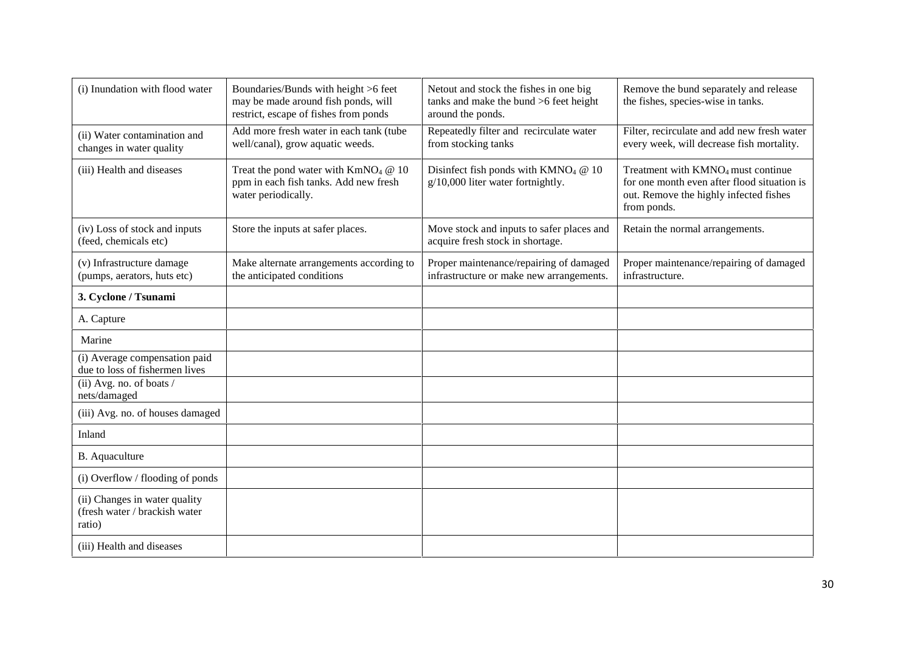| (i) Inundation with flood water | Boundaries/Bunds with height >6 feet may be made around fish ponds, will restrict, escape of fishes from ponds | Netout and stock the fishes in one big tanks and make the bund >6 feet height around the ponds. | Remove the bund separately and release the fishes, species-wise in tanks. |
|---|---|---|---|
| (ii) Water contamination and changes in water quality | Add more fresh water in each tank (tube well/canal), grow aquatic weeds. | Repeatedly filter and recirculate water from stocking tanks | Filter, recirculate and add new fresh water every week, will decrease fish mortality. |
| (iii) Health and diseases | Treat the pond water with $KmNO_4$ @ 10 ppm in each fish tanks. Add new fresh water periodically. | Disinfect fish ponds with $KMNO_4$ @ 10 g/10,000 liter water fortnightly. | Treatment with $KMNO_4$ must continue for one month even after flood situation is out. Remove the highly infected fishes from ponds. |
| (iv) Loss of stock and inputs (feed, chemicals etc) | Store the inputs at safer places. | Move stock and inputs to safer places and acquire fresh stock in shortage. | Retain the normal arrangements. |
| (v) Infrastructure damage (pumps, aerators, huts etc) | Make alternate arrangements according to the anticipated conditions | Proper maintenance/repairing of damaged infrastructure or make new arrangements. | Proper maintenance/repairing of damaged infrastructure. |
| **3. Cyclone / Tsunami** | | | |
| A. Capture | | | |
| Marine | | | |
| (i) Average compensation paid due to loss of fishermen lives | | | |
| (ii) Avg. no. of boats / nets/damaged | | | |
| (iii) Avg. no. of houses damaged | | | |
| Inland | | | |
| B. Aquaculture | | | |
| (i) Overflow / flooding of ponds | | | |
| (ii) Changes in water quality (fresh water / brackish water ratio) | | | |
| (iii) Health and diseases | | | |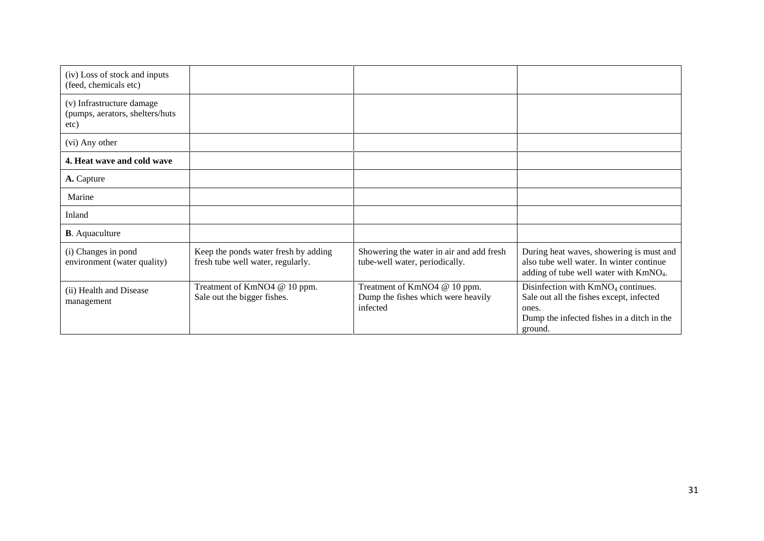| | | | |
|---|---|---|---|
| (iv) Loss of stock and inputs (feed, chemicals etc) | | | |
| (v) Infrastructure damage (pumps, aerators, shelters/huts etc) | | | |
| (vi) Any other | | | |
| **4. Heat wave and cold wave** | | | |
| **A.** Capture | | | |
| Marine | | | |
| Inland | | | |
| **B**. Aquaculture | | | |
| (i) Changes in pond environment (water quality) | Keep the ponds water fresh by adding fresh tube well water, regularly. | Showering the water in air and add fresh tube-well water, periodically. | During heat waves, showering is must and also tube well water. In winter continue adding of tube well water with $KmNO_4$. |
| (ii) Health and Disease management | Treatment of KmNO4 @ 10 ppm. Sale out the bigger fishes. | Treatment of KmNO4 @ 10 ppm. Dump the fishes which were heavily infected | Disinfection with $KmNO_4$ continues. Sale out all the fishes except, infected ones. Dump the infected fishes in a ditch in the ground. |